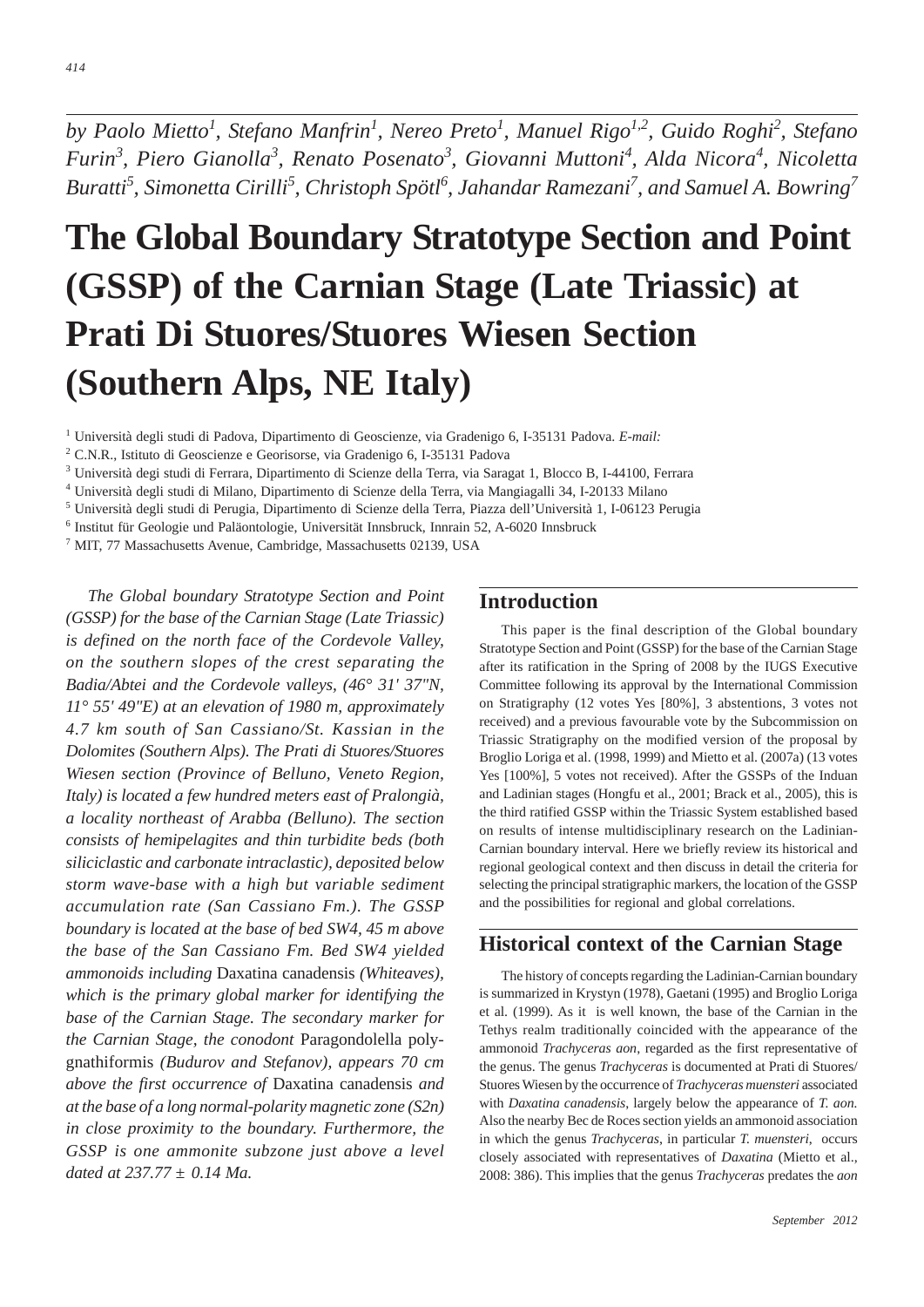*by Paolo Mietto[1], Stefano Manfrin[1], Nereo Preto[1], Manuel Rigo[1,2], Guido Roghi[2], Stefano Furin[3], Piero Gianolla[3], Renato Posenato[3], Giovanni Muttoni[4], Alda Nicora[4], Nicoletta Buratti[5], Simonetta Cirilli[5], Christoph Spötl[6], Jahandar Ramezani[7], and Samuel A. Bowring[7]*

# The Global Boundary Stratotype Section and Point (GSSP) of the Carnian Stage (Late Triassic) at Prati Di Stuores/Stuores Wiesen Section (Southern Alps, NE Italy)

[1] Università degli studi di Padova, Dipartimento di Geoscienze, via Gradenigo 6, I-35131 Padova. *E-mail:*

[2] C.N.R., Istituto di Geoscienze e Georisorse, via Gradenigo 6, I-35131 Padova

[3] Università degi studi di Ferrara, Dipartimento di Scienze della Terra, via Saragat 1, Blocco B, I-44100, Ferrara

[4] Università degli studi di Milano, Dipartimento di Scienze della Terra, via Mangiagalli 34, I-20133 Milano

[5] Università degli studi di Perugia, Dipartimento di Scienze della Terra, Piazza dell'Università 1, I-06123 Perugia

[6] Institut für Geologie und Paläontologie, Universität Innsbruck, Innrain 52, A-6020 Innsbruck

[7] MIT, 77 Massachusetts Avenue, Cambridge, Massachusetts 02139, USA

*The Global boundary Stratotype Section and Point (GSSP) for the base of the Carnian Stage (Late Triassic) is defined on the north face of the Cordevole Valley, on the southern slopes of the crest separating the Badia/Abtei and the Cordevole valleys, (46° 31' 37"N, 11° 55' 49"E) at an elevation of 1980 m, approximately 4.7 km south of San Cassiano/St. Kassian in the Dolomites (Southern Alps). The Prati di Stuores/Stuores Wiesen section (Province of Belluno, Veneto Region, Italy) is located a few hundred meters east of Pralongià, a locality northeast of Arabba (Belluno). The section consists of hemipelagites and thin turbidite beds (both siliciclastic and carbonate intraclastic), deposited below storm wave-base with a high but variable sediment accumulation rate (San Cassiano Fm.). The GSSP boundary is located at the base of bed SW4, 45 m above the base of the San Cassiano Fm. Bed SW4 yielded ammonoids including* Daxatina canadensis *(Whiteaves), which is the primary global marker for identifying the base of the Carnian Stage. The secondary marker for the Carnian Stage, the conodont* Paragondolella polygnathiformis *(Budurov and Stefanov), appears 70 cm above the first occurrence of* Daxatina canadensis *and at the base of a long normal-polarity magnetic zone (S2n) in close proximity to the boundary. Furthermore, the GSSP is one ammonite subzone just above a level dated at 237.77 ± 0.14 Ma.*

## Introduction

This paper is the final description of the Global boundary Stratotype Section and Point (GSSP) for the base of the Carnian Stage after its ratification in the Spring of 2008 by the IUGS Executive Committee following its approval by the International Commission on Stratigraphy (12 votes Yes [80%], 3 abstentions, 3 votes not received) and a previous favourable vote by the Subcommission on Triassic Stratigraphy on the modified version of the proposal by Broglio Loriga et al. (1998, 1999) and Mietto et al. (2007a) (13 votes Yes [100%], 5 votes not received). After the GSSPs of the Induan and Ladinian stages (Hongfu et al., 2001; Brack et al., 2005), this is the third ratified GSSP within the Triassic System established based on results of intense multidisciplinary research on the Ladinian-Carnian boundary interval. Here we briefly review its historical and regional geological context and then discuss in detail the criteria for selecting the principal stratigraphic markers, the location of the GSSP and the possibilities for regional and global correlations.

## Historical context of the Carnian Stage

The history of concepts regarding the Ladinian-Carnian boundary is summarized in Krystyn (1978), Gaetani (1995) and Broglio Loriga et al. (1999). As it is well known, the base of the Carnian in the Tethys realm traditionally coincided with the appearance of the ammonoid *Trachyceras aon*, regarded as the first representative of the genus. The genus *Trachyceras* is documented at Prati di Stuores/Stuores Wiesen by the occurrence of *Trachyceras muensteri* associated with *Daxatina canadensis*, largely below the appearance of *T. aon.* Also the nearby Bec de Roces section yields an ammonoid association in which the genus *Trachyceras*, in particular *T. muensteri,* occurs closely associated with representatives of *Daxatina* (Mietto et al., 2008: 386). This implies that the genus *Trachyceras* predates the *aon*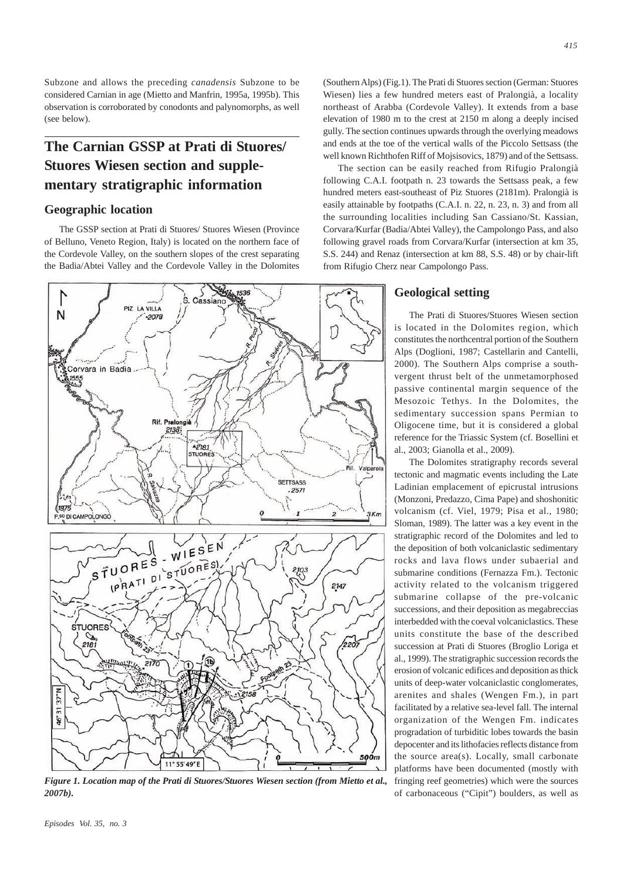Subzone and allows the preceding *canadensis* Subzone to be considered Carnian in age (Mietto and Manfrin, 1995a, 1995b). This observation is corroborated by conodonts and palynomorphs, as well (see below).

## The Carnian GSSP at Prati di Stuores/ Stuores Wiesen section and supplementary stratigraphic information

### Geographic location

The GSSP section at Prati di Stuores/ Stuores Wiesen (Province of Belluno, Veneto Region, Italy) is located on the northern face of the Cordevole Valley, on the southern slopes of the crest separating the Badia/Abtei Valley and the Cordevole Valley in the Dolomites (Southern Alps) (Fig.1). The Prati di Stuores section (German: Stuores Wiesen) lies a few hundred meters east of Pralongià, a locality northeast of Arabba (Cordevole Valley). It extends from a base elevation of 1980 m to the crest at 2150 m along a deeply incised gully. The section continues upwards through the overlying meadows and ends at the toe of the vertical walls of the Piccolo Settsass (the well known Richthofen Riff of Mojsisovics, 1879) and of the Settsass.

The section can be easily reached from Rifugio Pralongià following C.A.I. footpath n. 23 towards the Settsass peak, a few hundred meters east-southeast of Piz Stuores (2181m). Pralongià is easily attainable by footpaths (C.A.I. n. 22, n. 23, n. 3) and from all the surrounding localities including San Cassiano/St. Kassian, Corvara/Kurfar (Badia/Abtei Valley), the Campolongo Pass, and also following gravel roads from Corvara/Kurfar (intersection at km 35, S.S. 244) and Renaz (intersection at km 88, S.S. 48) or by chair-lift from Rifugio Cherz near Campolongo Pass.

*Figure 1. Location map of the Prati di Stuores/Stuores Wiesen section (from Mietto et al., 2007b).*

### Geological setting

The Prati di Stuores/Stuores Wiesen section is located in the Dolomites region, which constitutes the northcentral portion of the Southern Alps (Doglioni, 1987; Castellarin and Cantelli, 2000). The Southern Alps comprise a south-vergent thrust belt of the unmetamorphosed passive continental margin sequence of the Mesozoic Tethys. In the Dolomites, the sedimentary succession spans Permian to Oligocene time, but it is considered a global reference for the Triassic System (cf. Bosellini et al., 2003; Gianolla et al., 2009).

The Dolomites stratigraphy records several tectonic and magmatic events including the Late Ladinian emplacement of epicrustal intrusions (Monzoni, Predazzo, Cima Pape) and shoshonitic volcanism (cf. Viel, 1979; Pisa et al., 1980; Sloman, 1989). The latter was a key event in the stratigraphic record of the Dolomites and led to the deposition of both volcaniclastic sedimentary rocks and lava flows under subaerial and submarine conditions (Fernazza Fm.). Tectonic activity related to the volcanism triggered submarine collapse of the pre-volcanic successions, and their deposition as megabreccias interbedded with the coeval volcaniclastics. These units constitute the base of the described succession at Prati di Stuores (Broglio Loriga et al., 1999). The stratigraphic succession records the erosion of volcanic edifices and deposition as thick units of deep-water volcaniclastic conglomerates, arenites and shales (Wengen Fm.), in part facilitated by a relative sea-level fall. The internal organization of the Wengen Fm. indicates progradation of turbiditic lobes towards the basin depocenter and its lithofacies reflects distance from the source area(s). Locally, small carbonate platforms have been documented (mostly with fringing reef geometries) which were the sources of carbonaceous ("Cipit") boulders, as well as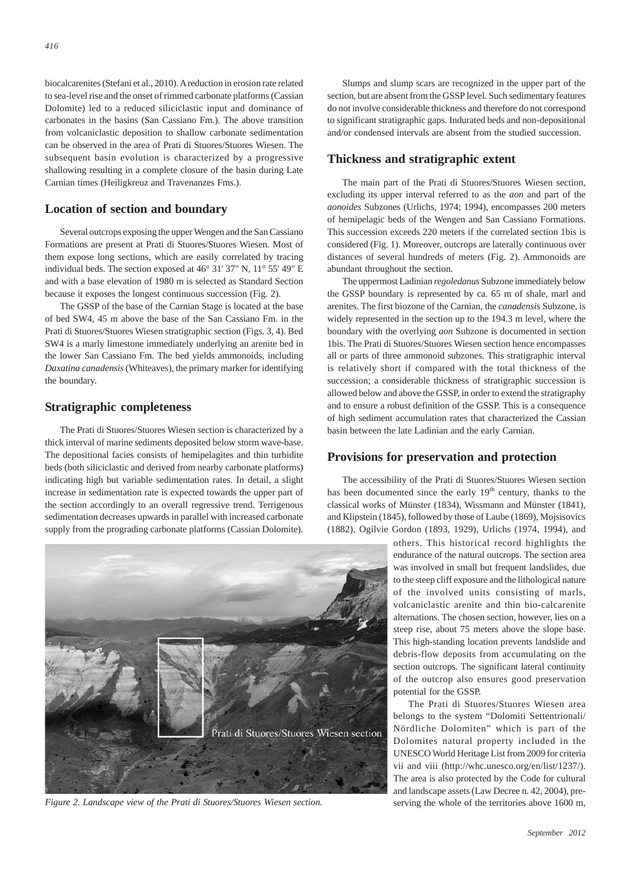biocalcarenites (Stefani et al., 2010). A reduction in erosion rate related to sea-level rise and the onset of rimmed carbonate platforms (Cassian Dolomite) led to a reduced siliciclastic input and dominance of carbonates in the basins (San Cassiano Fm.). The above transition from volcaniclastic deposition to shallow carbonate sedimentation can be observed in the area of Prati di Stuores/Stuores Wiesen. The subsequent basin evolution is characterized by a progressive shallowing resulting in a complete closure of the basin during Late Carnian times (Heiligkreuz and Travenanzes Fms.).

## Location of section and boundary

Several outcrops exposing the upper Wengen and the San Cassiano Formations are present at Prati di Stuores/Stuores Wiesen. Most of them expose long sections, which are easily correlated by tracing individual beds. The section exposed at 46° 31' 37" N, 11° 55' 49" E and with a base elevation of 1980 m is selected as Standard Section because it exposes the longest continuous succession (Fig. 2).

The GSSP of the base of the Carnian Stage is located at the base of bed SW4, 45 m above the base of the San Cassiano Fm. in the Prati di Stuores/Stuores Wiesen stratigraphic section (Figs. 3, 4). Bed SW4 is a marly limestone immediately underlying an arenite bed in the lower San Cassiano Fm. The bed yields ammonoids, including *Daxatina canadensis* (Whiteaves), the primary marker for identifying the boundary.

## Stratigraphic completeness

The Prati di Stuores/Stuores Wiesen section is characterized by a thick interval of marine sediments deposited below storm wave-base. The depositional facies consists of hemipelagites and thin turbidite beds (both siliciclastic and derived from nearby carbonate platforms) indicating high but variable sedimentation rates. In detail, a slight increase in sedimentation rate is expected towards the upper part of the section accordingly to an overall regressive trend. Terrigenous sedimentation decreases upwards in parallel with increased carbonate supply from the prograding carbonate platforms (Cassian Dolomite).

Slumps and slump scars are recognized in the upper part of the section, but are absent from the GSSP level. Such sedimentary features do not involve considerable thickness and therefore do not correspond to significant stratigraphic gaps. Indurated beds and non-depositional and/or condensed intervals are absent from the studied succession.

## Thickness and stratigraphic extent

The main part of the Prati di Stuores/Stuores Wiesen section, excluding its upper interval referred to as the *aon* and part of the *aonoides* Subzones (Urlichs, 1974; 1994), encompasses 200 meters of hemipelagic beds of the Wengen and San Cassiano Formations. This succession exceeds 220 meters if the correlated section 1bis is considered (Fig. 1). Moreover, outcrops are laterally continuous over distances of several hundreds of meters (Fig. 2). Ammonoids are abundant throughout the section.

The uppermost Ladinian *regoledanus* Subzone immediately below the GSSP boundary is represented by ca. 65 m of shale, marl and arenites. The first biozone of the Carnian, the *canadensis* Subzone, is widely represented in the section up to the 194.3 m level, where the boundary with the overlying *aon* Subzone is documented in section 1bis. The Prati di Stuores/Stuores Wiesen section hence encompasses all or parts of three ammonoid subzones. This stratigraphic interval is relatively short if compared with the total thickness of the succession; a considerable thickness of stratigraphic succession is allowed below and above the GSSP, in order to extend the stratigraphy and to ensure a robust definition of the GSSP. This is a consequence of high sediment accumulation rates that characterized the Cassian basin between the late Ladinian and the early Carnian.

## Provisions for preservation and protection

The accessibility of the Prati di Stuores/Stuores Wiesen section has been documented since the early 19th century, thanks to the classical works of Münster (1834), Wissmann and Münster (1841), and Klipstein (1845), followed by those of Laube (1869), Mojsisovics (1882), Ogilvie Gordon (1893, 1929), Urlichs (1974, 1994), and others. This historical record highlights the endurance of the natural outcrops. The section area was involved in small but frequent landslides, due to the steep cliff exposure and the lithological nature of the involved units consisting of marls, volcaniclastic arenite and thin bio-calcarenite alternations. The chosen section, however, lies on a steep rise, about 75 meters above the slope base. This high-standing location prevents landslide and debris-flow deposits from accumulating on the section outcrops. The significant lateral continuity of the outcrop also ensures good preservation potential for the GSSP.

The Prati di Stuores/Stuores Wiesen area belongs to the system "Dolomiti Settentrionali/ Nördliche Dolomiten" which is part of the Dolomites natural property included in the UNESCO World Heritage List from 2009 for criteria vii and viii (http://whc.unesco.org/en/list/1237/). The area is also protected by the Code for cultural and landscape assets (Law Decree n. 42, 2004), preserving the whole of the territories above 1600 m,

Prati di Stuores/Stuores Wiesen section

*Figure 2. Landscape view of the Prati di Stuores/Stuores Wiesen section.*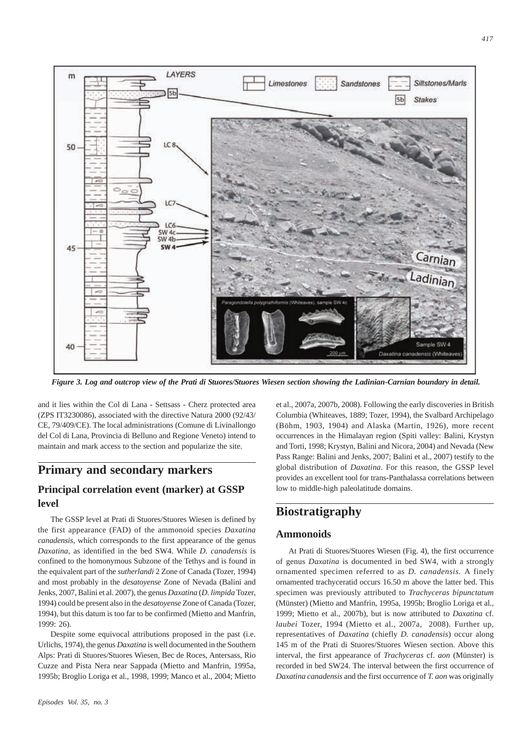*Figure 3. Log and outcrop view of the Prati di Stuores/Stuores Wiesen section showing the Ladinian-Carnian boundary in detail.*

and it lies within the Col di Lana - Settsass - Cherz protected area (ZPS IT3230086), associated with the directive Natura 2000 (92/43/CE, 79/409/CE). The local administrations (Comune di Livinallongo del Col di Lana, Provincia di Belluno and Regione Veneto) intend to maintain and mark access to the section and popularize the site.

## Primary and secondary markers

### Principal correlation event (marker) at GSSP level

The GSSP level at Prati di Stuores/Stuores Wiesen is defined by the first appearance (FAD) of the ammonoid species *Daxatina canadensis,* which corresponds to the first appearance of the genus *Daxatina*, as identified in the bed SW4. While *D. canadensis* is confined to the homonymous Subzone of the Tethys and is found in the equivalent part of the *sutherlandi* 2 Zone of Canada (Tozer, 1994) and most probably in the *desatoyense* Zone of Nevada (Balini and Jenks, 2007, Balini et al. 2007), the genus *Daxatina* (*D. limpida* Tozer, 1994) could be present also in the *desatoyense* Zone of Canada (Tozer, 1994), but this datum is too far to be confirmed (Mietto and Manfrin, 1999: 26).

Despite some equivocal attributions proposed in the past (i.e. Urlichs, 1974), the genus *Daxatina* is well documented in the Southern Alps: Prati di Stuores/Stuores Wiesen, Bec de Roces, Antersass, Rio Cuzze and Pista Nera near Sappada (Mietto and Manfrin, 1995a, 1995b; Broglio Loriga et al., 1998, 1999; Manco et al., 2004; Mietto et al., 2007a, 2007b, 2008). Following the early discoveries in British Columbia (Whiteaves, 1889; Tozer, 1994), the Svalbard Archipelago (Böhm, 1903, 1904) and Alaska (Martin, 1926), more recent occurrences in the Himalayan region (Spiti valley: Balini, Krystyn and Torti, 1998; Krystyn, Balini and Nicora, 2004) and Nevada (New Pass Range: Balini and Jenks, 2007; Balini et al., 2007) testify to the global distribution of *Daxatina*. For this reason, the GSSP level provides an excellent tool for trans-Panthalassa correlations between low to middle-high paleolatitude domains.

## Biostratigraphy

### Ammonoids

At Prati di Stuores/Stuores Wiesen (Fig. 4), the first occurrence of genus *Daxatina* is documented in bed SW4, with a strongly ornamented specimen referred to as *D. canadensis*. A finely ornamented trachyceratid occurs 16.50 m above the latter bed. This specimen was previously attributed to *Trachyceras bipunctatum* (Münster) (Mietto and Manfrin, 1995a, 1995b; Broglio Loriga et al., 1999; Mietto et al., 2007b), but is now attributed to *Daxatina* cf. *laubei* Tozer, 1994 (Mietto et al., 2007a, 2008). Further up, representatives of *Daxatina* (chiefly *D. canadensis*) occur along 145 m of the Prati di Stuores/Stuores Wiesen section. Above this interval, the first appearance of *Trachyceras* cf. *aon* (Münster) is recorded in bed SW24. The interval between the first occurrence of *Daxatina canadensis* and the first occurrence of *T. aon* was originally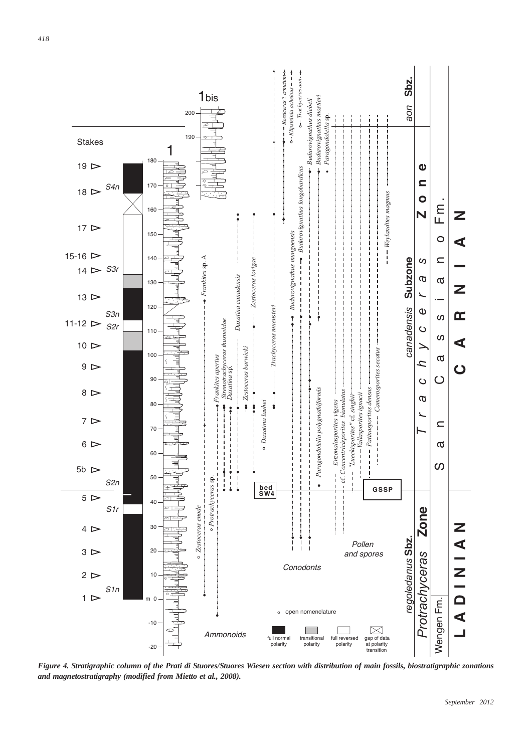*Figure 4. Stratigraphic column of the Prati di Stuores/Stuores Wiesen section with distribution of main fossils, biostratigraphic zonations and magnetostratigraphy (modified from Mietto et al., 2008).*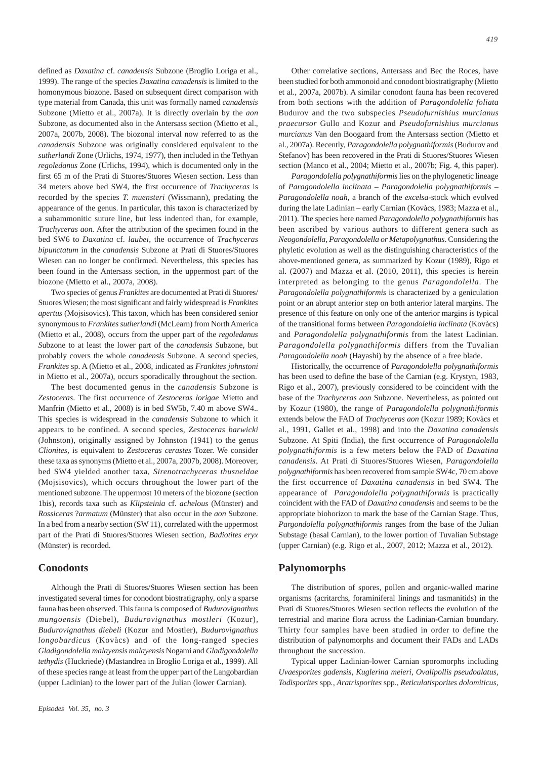defined as *Daxatina* cf. *canadensis* Subzone (Broglio Loriga et al., 1999). The range of the species *Daxatina canadensis* is limited to the homonymous biozone. Based on subsequent direct comparison with type material from Canada, this unit was formally named *canadensis* Subzone (Mietto et al., 2007a). It is directly overlain by the *aon* Subzone, as documented also in the Antersass section (Mietto et al., 2007a, 2007b, 2008). The biozonal interval now referred to as the *canadensis* Subzone was originally considered equivalent to the *sutherlandi* Zone (Urlichs, 1974, 1977), then included in the Tethyan *regoledanus* Zone (Urlichs, 1994), which is documented only in the first 65 m of the Prati di Stuores/Stuores Wiesen section. Less than 34 meters above bed SW4, the first occurrence of *Trachyceras* is recorded by the species *T. muensteri* (Wissmann), predating the appearance of the genus. In particular, this taxon is characterized by a subammonitic suture line, but less indented than, for example, *Trachyceras aon.* After the attribution of the specimen found in the bed SW6 to *Daxatina* cf. *laubei*, the occurrence of *Trachyceras bipunctatum* in the *canadensis* Subzone at Prati di Stuores/Stuores Wiesen can no longer be confirmed. Nevertheless, this species has been found in the Antersass section, in the uppermost part of the biozone (Mietto et al., 2007a, 2008).

Two species of genus *Frankites* are documented at Prati di Stuores/Stuores Wiesen; the most significant and fairly widespread is *Frankites apertus* (Mojsisovics). This taxon, which has been considered senior synonymous to *Frankites sutherlandi* (McLearn) from North America (Mietto et al., 2008), occurs from the upper part of the *regoledanus S*ubzone to at least the lower part of the *canadensis S*ubzone, but probably covers the whole *canadensis* Subzone. A second species, *Frankites* sp. A (Mietto et al., 2008, indicated as *Frankites johnstoni* in Mietto et al., 2007a), occurs sporadically throughout the section.

The best documented genus in the *canadensis* Subzone is *Zestoceras*. The first occurrence of *Zestoceras lorigae* Mietto and Manfrin (Mietto et al., 2008) is in bed SW5b, 7.40 m above SW4.. This species is widespread in the *canadensis* Subzone to which it appears to be confined. A second species, *Zestoceras barwicki* (Johnston), originally assigned by Johnston (1941) to the genus *Clionites*, is equivalent to *Zestoceras cerastes* Tozer. We consider these taxa as synonyms (Mietto et al., 2007a, 2007b, 2008). Moreover, bed SW4 yielded another taxa, *Sirenotrachyceras thusneldae* (Mojsisovics), which occurs throughout the lower part of the mentioned subzone. The uppermost 10 meters of the biozone (section 1bis), records taxa such as *Klipsteinia* cf. *achelous* (Münster) and *Rossiceras* ?*armatum* (Münster) that also occur in the *aon* Subzone. In a bed from a nearby section (SW 11), correlated with the uppermost part of the Prati di Stuores/Stuores Wiesen section, *Badiotites eryx* (Münster) is recorded.

## Conodonts

Although the Prati di Stuores/Stuores Wiesen section has been investigated several times for conodont biostratigraphy, only a sparse fauna has been observed. This fauna is composed of *Budurovignathus mungoensis* (Diebel), *Budurovignathus mostleri* (Kozur), *Budurovignathus diebeli* (Kozur and Mostler), *Budurovignathus longobardicus* (Kovàcs) and of the long-ranged species *Gladigondolella malayensis malayensis* Nogami and *Gladigondolella tethydis* (Huckriede) (Mastandrea in Broglio Loriga et al., 1999). All of these species range at least from the upper part of the Langobardian (upper Ladinian) to the lower part of the Julian (lower Carnian).

Other correlative sections, Antersass and Bec the Roces, have been studied for both ammonoid and conodont biostratigraphy (Mietto et al., 2007a, 2007b). A similar conodont fauna has been recovered from both sections with the addition of *Paragondolella foliata* Budurov and the two subspecies *Pseudofurnishius murcianus praecursor* Gullo and Kozur and *Pseudofurnishius murcianus murcianus* Van den Boogaard from the Antersass section (Mietto et al., 2007a). Recently, *Paragondolella polygnathiformis* (Budurov and Stefanov) has been recovered in the Prati di Stuores/Stuores Wiesen section (Manco et al., 2004; Mietto et al., 2007b; Fig. 4, this paper).

*Paragondolella polygnathiformis* lies on the phylogenetic lineage of *Paragondolella inclinata* – *Paragondolella polygnathiformis* – *Paragondolella noah*, a branch of the *excelsa*-stock which evolved during the late Ladinian – early Carnian (Kovàcs, 1983; Mazza et al., 2011). The species here named *Paragondolella polygnathiformis* has been ascribed by various authors to different genera such as *Neogondolella, Paragondolella or Metapolygnathus*. Considering the phyletic evolution as well as the distinguishing characteristics of the above-mentioned genera, as summarized by Kozur (1989), Rigo et al. (2007) and Mazza et al. (2010, 2011), this species is herein interpreted as belonging to the genus *Paragondolella*. The *Paragondolella polygnathiformis* is characterized by a geniculation point or an abrupt anterior step on both anterior lateral margins. The presence of this feature on only one of the anterior margins is typical of the transitional forms between *Paragondolella inclinata* (Kovàcs) and *Paragondolella polygnathiformis* from the latest Ladinian. *Paragondolella polygnathiformis* differs from the Tuvalian *Paragondolella noah* (Hayashi) by the absence of a free blade.

Historically, the occurrence of *Paragondolella polygnathiformis* has been used to define the base of the Carnian (e.g. Krystyn, 1983, Rigo et al., 2007), previously considered to be coincident with the base of the *Trachyceras aon* Subzone. Nevertheless, as pointed out by Kozur (1980), the range of *Paragondolella polygnathiformis* extends below the FAD of *Trachyceras aon* (Kozur 1989; Kovàcs et al., 1991, Gallet et al., 1998) and into the *Daxatina canadensis* Subzone. At Spiti (India), the first occurrence of *Paragondolella polygnathiformis* is a few meters below the FAD of *Daxatina canadensis*. At Prati di Stuores/Stuores Wiesen, *Paragondolella polygnathiformis* has been recovered from sample SW4c, 70 cm above the first occurrence of *Daxatina canadensis* in bed SW4. The appearance of *Paragondolella polygnathiformis* is practically coincident with the FAD of *Daxatina canadensis* and seems to be the appropriate biohorizon to mark the base of the Carnian Stage. Thus, *Pargondolella polygnathiformis* ranges from the base of the Julian Substage (basal Carnian), to the lower portion of Tuvalian Substage (upper Carnian) (e.g. Rigo et al., 2007, 2012; Mazza et al., 2012).

## Palynomorphs

The distribution of spores, pollen and organic-walled marine organisms (acritarchs, foraminiferal linings and tasmanitids) in the Prati di Stuores/Stuores Wiesen section reflects the evolution of the terrestrial and marine flora across the Ladinian-Carnian boundary. Thirty four samples have been studied in order to define the distribution of palynomorphs and document their FADs and LADs throughout the succession.

Typical upper Ladinian-lower Carnian sporomorphs including *Uvaesporites gadensis, Kuglerina meieri, Ovalipollis pseudoalatus, Todisporites* spp*., Aratrisporites* spp*., Reticulatisporites dolomiticus,*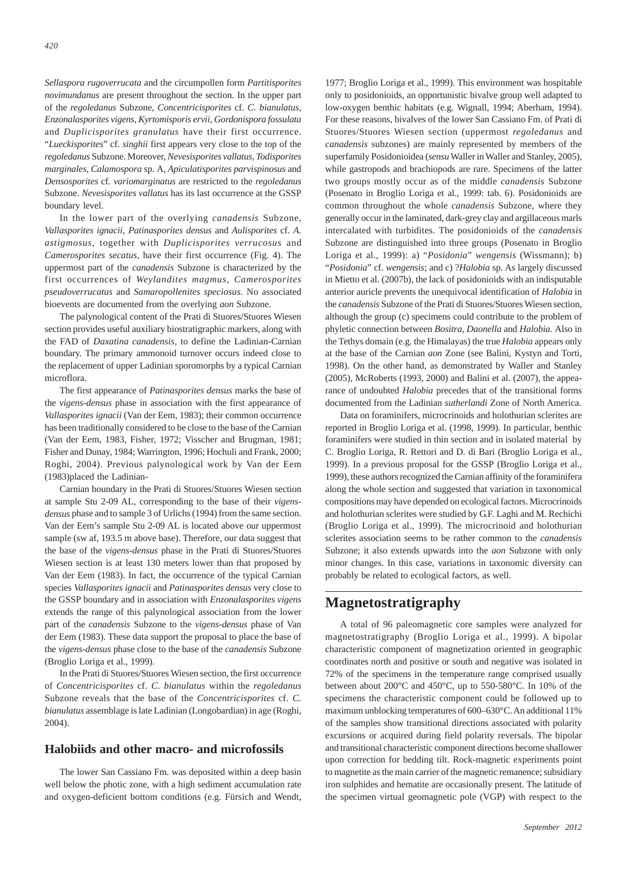*Sellaspora rugoverrucata* and the circumpollen form *Partitisporites novimundanus* are present throughout the section. In the upper part of the *regoledanus* Subzone, *Concentricisporites* cf. *C. bianulatus*, *Enzonalasporites vigens*, *Kyrtomisporis ervii*, *Gordonispora fossulata* and *Duplicisporites granulatus* have their first occurrence. "*Lueckisporites*" cf. *singhii* first appears very close to the top of the *regoledanus* Subzone. Moreover, *Nevesisporites vallatus*, *Todisporites marginales*, *Calamospora* sp. A, *Apiculatisporites parvispinosus* and *Densosporites* cf. *variomarginatus* are restricted to the *regoledanus* Subzone. *Nevesisporites vallatus* has its last occurrence at the GSSP boundary level.

In the lower part of the overlying *canadensis* Subzone, *Vallasporites ignacii*, *Patinasporites densus* and *Aulisporites* cf. *A. astigmosus*, together with *Duplicisporites verrucosus* and *Camerosporites secatus*, have their first occurrence (Fig. 4). The uppermost part of the *canadensis* Subzone is characterized by the first occurrences of *Weylandites magmus*, *Camerosporites pseudoverrucatus* and *Samaropollenites speciosus*. No associated bioevents are documented from the overlying *aon* Subzone.

The palynological content of the Prati di Stuores/Stuores Wiesen section provides useful auxiliary biostratigraphic markers, along with the FAD of *Daxatina canadensis*, to define the Ladinian-Carnian boundary. The primary ammonoid turnover occurs indeed close to the replacement of upper Ladinian sporomorphs by a typical Carnian microflora.

The first appearance of *Patinasporites densus* marks the base of the *vigens-densus* phase in association with the first appearance of *Vallasporites ignacii* (Van der Eem, 1983); their common occurrence has been traditionally considered to be close to the base of the Carnian (Van der Eem, 1983, Fisher, 1972; Visscher and Brugman, 1981; Fisher and Dunay, 1984; Warrington, 1996; Hochuli and Frank, 2000; Roghi, 2004). Previous palynological work by Van der Eem (1983)placed the Ladinian-

Carnian boundary in the Prati di Stuores/Stuores Wiesen section at sample Stu 2-09 AL, corresponding to the base of their *vigens-densus* phase and to sample 3 of Urlichs (1994) from the same section. Van der Eem's sample Stu 2-09 AL is located above our uppermost sample (sw af, 193.5 m above base). Therefore, our data suggest that the base of the *vigens-densus* phase in the Prati di Stuores/Stuores Wiesen section is at least 130 meters lower than that proposed by Van der Eem (1983). In fact, the occurrence of the typical Carnian species *Vallasporites ignacii* and *Patinasporites densus* very close to the GSSP boundary and in association with *Enzonalasporites vigens* extends the range of this palynological association from the lower part of the *canadensis* Subzone to the *vigens-densus* phase of Van der Eem (1983). These data support the proposal to place the base of the *vigens-densus* phase close to the base of the *canadensis* Subzone (Broglio Loriga et al., 1999).

In the Prati di Stuores/Stuores Wiesen section, the first occurrence of *Concentricisporites* cf. *C. bianulatus* within the *regoledanus* Subzone reveals that the base of the *Concentricisporites* cf. *C. bianulatus* assemblage is late Ladinian (Longobardian) in age (Roghi, 2004).

### Halobiids and other macro- and microfossils

The lower San Cassiano Fm. was deposited within a deep basin well below the photic zone, with a high sediment accumulation rate and oxygen-deficient bottom conditions (e.g. Fürsich and Wendt, 1977; Broglio Loriga et al., 1999). This environment was hospitable only to posidonioids, an opportunistic bivalve group well adapted to low-oxygen benthic habitats (e.g. Wignall, 1994; Aberham, 1994). For these reasons, bivalves of the lower San Cassiano Fm. of Prati di Stuores/Stuores Wiesen section (uppermost *regoledanus* and *canadensis* subzones) are mainly represented by members of the superfamily Posidonioidea (*sensu* Waller in Waller and Stanley, 2005), while gastropods and brachiopods are rare. Specimens of the latter two groups mostly occur as of the middle *canadensis* Subzone (Posenato in Broglio Loriga et al., 1999: tab. 6). Posidonioids are common throughout the whole *canadensis* Subzone, where they generally occur in the laminated, dark-grey clay and argillaceous marls intercalated with turbidites. The posidonioids of the *canadensis* Subzone are distinguished into three groups (Posenato in Broglio Loriga et al., 1999): a) "*Posidonia*" *wengensis* (Wissmann); b) "*Posidonia*" cf. *wengensis*; and c) ?*Halobia* sp. As largely discussed in Mietto et al. (2007b), the lack of posidonioids with an indisputable anterior auricle prevents the unequivocal identification of *Halobia* in the *canadensis* Subzone of the Prati di Stuores/Stuores Wiesen section, although the group (c) specimens could contribute to the problem of phyletic connection between *Bositra*, *Daonella* and *Halobia.* Also in the Tethys domain (e.g. the Himalayas) the true *Halobia* appears only at the base of the Carnian *aon* Zone (see Balini, Kystyn and Torti, 1998). On the other hand, as demonstrated by Waller and Stanley (2005), McRoberts (1993, 2000) and Balini et al. (2007), the appearance of undoubted *Halobia* precedes that of the transitional forms documented from the Ladinian *sutherlandi* Zone of North America.

Data on foraminifers, microcrinoids and holothurian sclerites are reported in Broglio Loriga et al. (1998, 1999). In particular, benthic foraminifers were studied in thin section and in isolated material by C. Broglio Loriga, R. Rettori and D. di Bari (Broglio Loriga et al., 1999). In a previous proposal for the GSSP (Broglio Loriga et al., 1999), these authors recognized the Carnian affinity of the foraminifera along the whole section and suggested that variation in taxonomical compositions may have depended on ecological factors. Microcrinoids and holothurian sclerites were studied by G.F. Laghi and M. Rechichi (Broglio Loriga et al., 1999). The microcrinoid and holothurian sclerites association seems to be rather common to the *canadensis* Subzone; it also extends upwards into the *aon* Subzone with only minor changes. In this case, variations in taxonomic diversity can probably be related to ecological factors, as well.

## Magnetostratigraphy

A total of 96 paleomagnetic core samples were analyzed for magnetostratigraphy (Broglio Loriga et al., 1999). A bipolar characteristic component of magnetization oriented in geographic coordinates north and positive or south and negative was isolated in 72% of the specimens in the temperature range comprised usually between about 200°C and 450°C, up to 550-580°C. In 10% of the specimens the characteristic component could be followed up to maximum unblocking temperatures of 600–630°C. An additional 11% of the samples show transitional directions associated with polarity excursions or acquired during field polarity reversals. The bipolar and transitional characteristic component directions become shallower upon correction for bedding tilt. Rock-magnetic experiments point to magnetite as the main carrier of the magnetic remanence; subsidiary iron sulphides and hematite are occasionally present. The latitude of the specimen virtual geomagnetic pole (VGP) with respect to the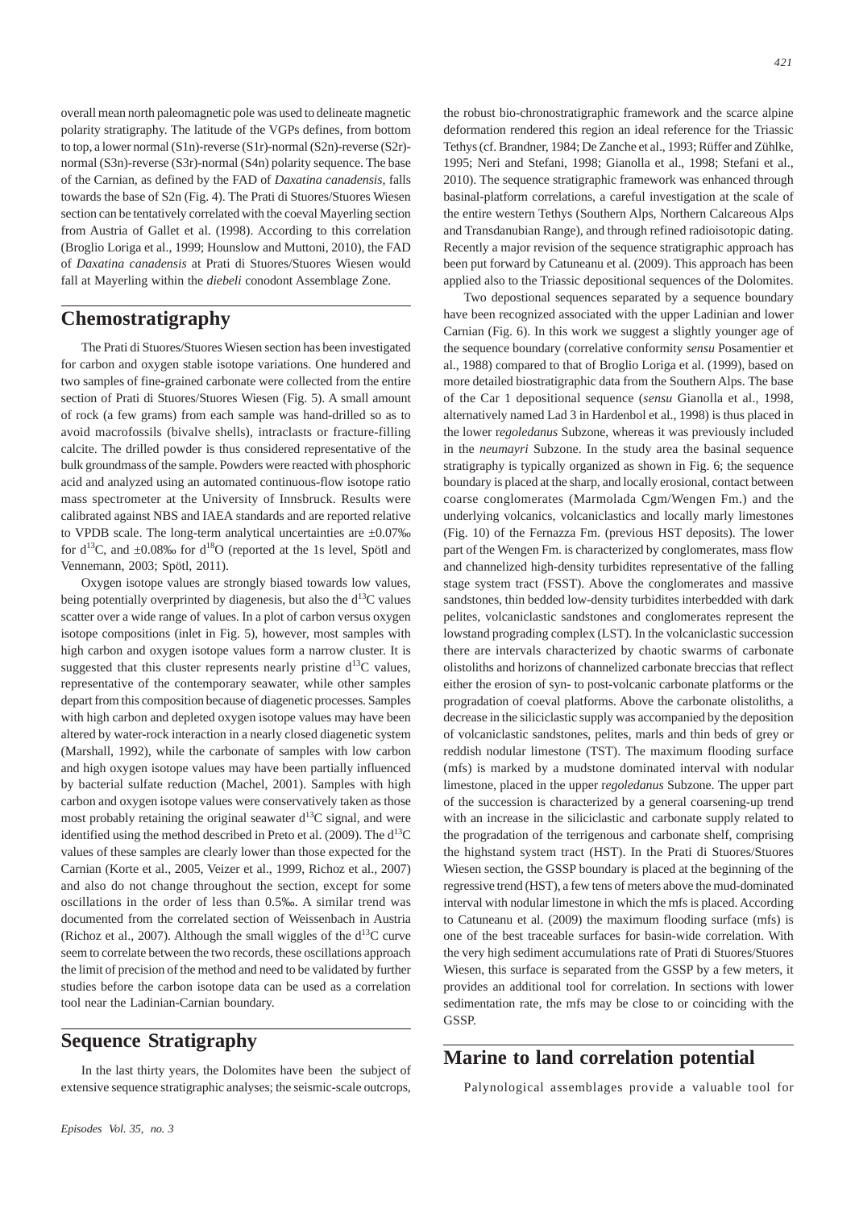overall mean north paleomagnetic pole was used to delineate magnetic polarity stratigraphy. The latitude of the VGPs defines, from bottom to top, a lower normal (S1n)-reverse (S1r)-normal (S2n)-reverse (S2r)-normal (S3n)-reverse (S3r)-normal (S4n) polarity sequence. The base of the Carnian, as defined by the FAD of *Daxatina canadensis*, falls towards the base of S2n (Fig. 4). The Prati di Stuores/Stuores Wiesen section can be tentatively correlated with the coeval Mayerling section from Austria of Gallet et al. (1998). According to this correlation (Broglio Loriga et al., 1999; Hounslow and Muttoni, 2010), the FAD of *Daxatina canadensis* at Prati di Stuores/Stuores Wiesen would fall at Mayerling within the *diebeli* conodont Assemblage Zone.

## Chemostratigraphy

The Prati di Stuores/Stuores Wiesen section has been investigated for carbon and oxygen stable isotope variations. One hundered and two samples of fine-grained carbonate were collected from the entire section of Prati di Stuores/Stuores Wiesen (Fig. 5). A small amount of rock (a few grams) from each sample was hand-drilled so as to avoid macrofossils (bivalve shells), intraclasts or fracture-filling calcite. The drilled powder is thus considered representative of the bulk groundmass of the sample. Powders were reacted with phosphoric acid and analyzed using an automated continuous-flow isotope ratio mass spectrometer at the University of Innsbruck. Results were calibrated against NBS and IAEA standards and are reported relative to VPDB scale. The long-term analytical uncertainties are ±0.07‰ for $d^{13}C$, and ±0.08‰ for $d^{18}O$ (reported at the 1s level, Spötl and Vennemann, 2003; Spötl, 2011).

Oxygen isotope values are strongly biased towards low values, being potentially overprinted by diagenesis, but also the $d^{13}C$ values scatter over a wide range of values. In a plot of carbon versus oxygen isotope compositions (inlet in Fig. 5), however, most samples with high carbon and oxygen isotope values form a narrow cluster. It is suggested that this cluster represents nearly pristine $d^{13}C$ values, representative of the contemporary seawater, while other samples depart from this composition because of diagenetic processes. Samples with high carbon and depleted oxygen isotope values may have been altered by water-rock interaction in a nearly closed diagenetic system (Marshall, 1992), while the carbonate of samples with low carbon and high oxygen isotope values may have been partially influenced by bacterial sulfate reduction (Machel, 2001). Samples with high carbon and oxygen isotope values were conservatively taken as those most probably retaining the original seawater $d^{13}C$ signal, and were identified using the method described in Preto et al. (2009). The $d^{13}C$ values of these samples are clearly lower than those expected for the Carnian (Korte et al., 2005, Veizer et al., 1999, Richoz et al., 2007) and also do not change throughout the section, except for some oscillations in the order of less than 0.5‰. A similar trend was documented from the correlated section of Weissenbach in Austria (Richoz et al., 2007). Although the small wiggles of the $d^{13}C$ curve seem to correlate between the two records, these oscillations approach the limit of precision of the method and need to be validated by further studies before the carbon isotope data can be used as a correlation tool near the Ladinian-Carnian boundary.

## Sequence Stratigraphy

In the last thirty years, the Dolomites have been the subject of extensive sequence stratigraphic analyses; the seismic-scale outcrops, the robust bio-chronostratigraphic framework and the scarce alpine deformation rendered this region an ideal reference for the Triassic Tethys (cf. Brandner, 1984; De Zanche et al., 1993; Rüffer and Zühlke, 1995; Neri and Stefani, 1998; Gianolla et al., 1998; Stefani et al., 2010). The sequence stratigraphic framework was enhanced through basinal-platform correlations, a careful investigation at the scale of the entire western Tethys (Southern Alps, Northern Calcareous Alps and Transdanubian Range), and through refined radioisotopic dating. Recently a major revision of the sequence stratigraphic approach has been put forward by Catuneanu et al. (2009). This approach has been applied also to the Triassic depositional sequences of the Dolomites.

Two depostional sequences separated by a sequence boundary have been recognized associated with the upper Ladinian and lower Carnian (Fig. 6). In this work we suggest a slightly younger age of the sequence boundary (correlative conformity *sensu* Posamentier et al., 1988) compared to that of Broglio Loriga et al. (1999), based on more detailed biostratigraphic data from the Southern Alps. The base of the Car 1 depositional sequence (*sensu* Gianolla et al., 1998, alternatively named Lad 3 in Hardenbol et al., 1998) is thus placed in the lower r*egoledanus* Subzone, whereas it was previously included in the *neumayri* Subzone. In the study area the basinal sequence stratigraphy is typically organized as shown in Fig. 6; the sequence boundary is placed at the sharp, and locally erosional, contact between coarse conglomerates (Marmolada Cgm/Wengen Fm.) and the underlying volcanics, volcaniclastics and locally marly limestones (Fig. 10) of the Fernazza Fm. (previous HST deposits). The lower part of the Wengen Fm. is characterized by conglomerates, mass flow and channelized high-density turbidites representative of the falling stage system tract (FSST). Above the conglomerates and massive sandstones, thin bedded low-density turbidites interbedded with dark pelites, volcaniclastic sandstones and conglomerates represent the lowstand prograding complex (LST). In the volcaniclastic succession there are intervals characterized by chaotic swarms of carbonate olistoliths and horizons of channelized carbonate breccias that reflect either the erosion of syn- to post-volcanic carbonate platforms or the progradation of coeval platforms. Above the carbonate olistoliths, a decrease in the siliciclastic supply was accompanied by the deposition of volcaniclastic sandstones, pelites, marls and thin beds of grey or reddish nodular limestone (TST). The maximum flooding surface (mfs) is marked by a mudstone dominated interval with nodular limestone, placed in the upper r*egoledanus* Subzone. The upper part of the succession is characterized by a general coarsening-up trend with an increase in the siliciclastic and carbonate supply related to the progradation of the terrigenous and carbonate shelf, comprising the highstand system tract (HST). In the Prati di Stuores/Stuores Wiesen section, the GSSP boundary is placed at the beginning of the regressive trend (HST), a few tens of meters above the mud-dominated interval with nodular limestone in which the mfs is placed. According to Catuneanu et al. (2009) the maximum flooding surface (mfs) is one of the best traceable surfaces for basin-wide correlation. With the very high sediment accumulations rate of Prati di Stuores/Stuores Wiesen, this surface is separated from the GSSP by a few meters, it provides an additional tool for correlation. In sections with lower sedimentation rate, the mfs may be close to or coinciding with the GSSP.

## Marine to land correlation potential

Palynological assemblages provide a valuable tool for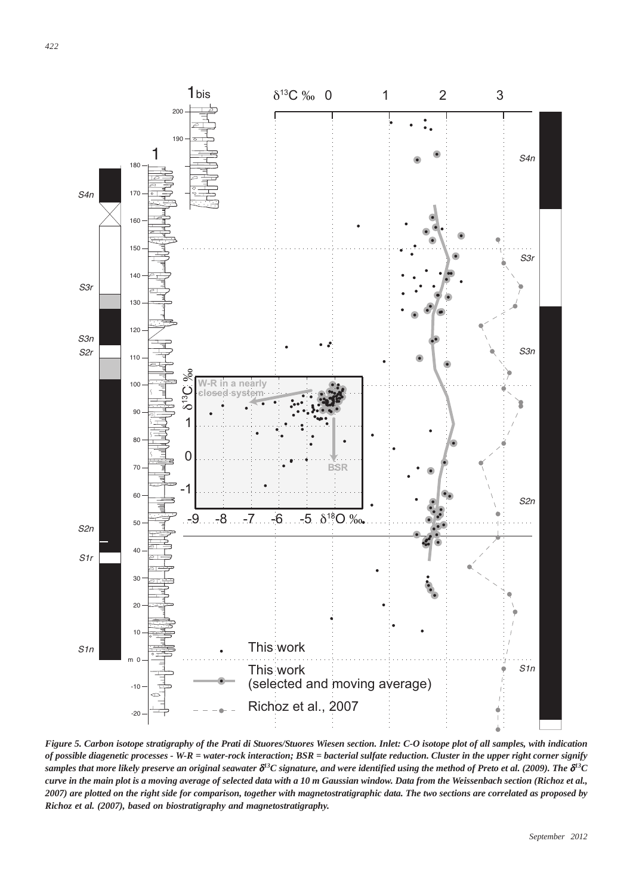*Figure 5. Carbon isotope stratigraphy of the Prati di Stuores/Stuores Wiesen section. Inlet: C-O isotope plot of all samples, with indication of possible diagenetic processes - W-R = water-rock interaction; BSR = bacterial sulfate reduction. Cluster in the upper right corner signify samples that more likely preserve an original seawater $\delta^{13}C$ signature, and were identified using the method of Preto et al. (2009). The $\delta^{13}C$ curve in the main plot is a moving average of selected data with a 10 m Gaussian window. Data from the Weissenbach section (Richoz et al., 2007) are plotted on the right side for comparison, together with magnetostratigraphic data. The two sections are correlated as proposed by Richoz et al. (2007), based on biostratigraphy and magnetostratigraphy.*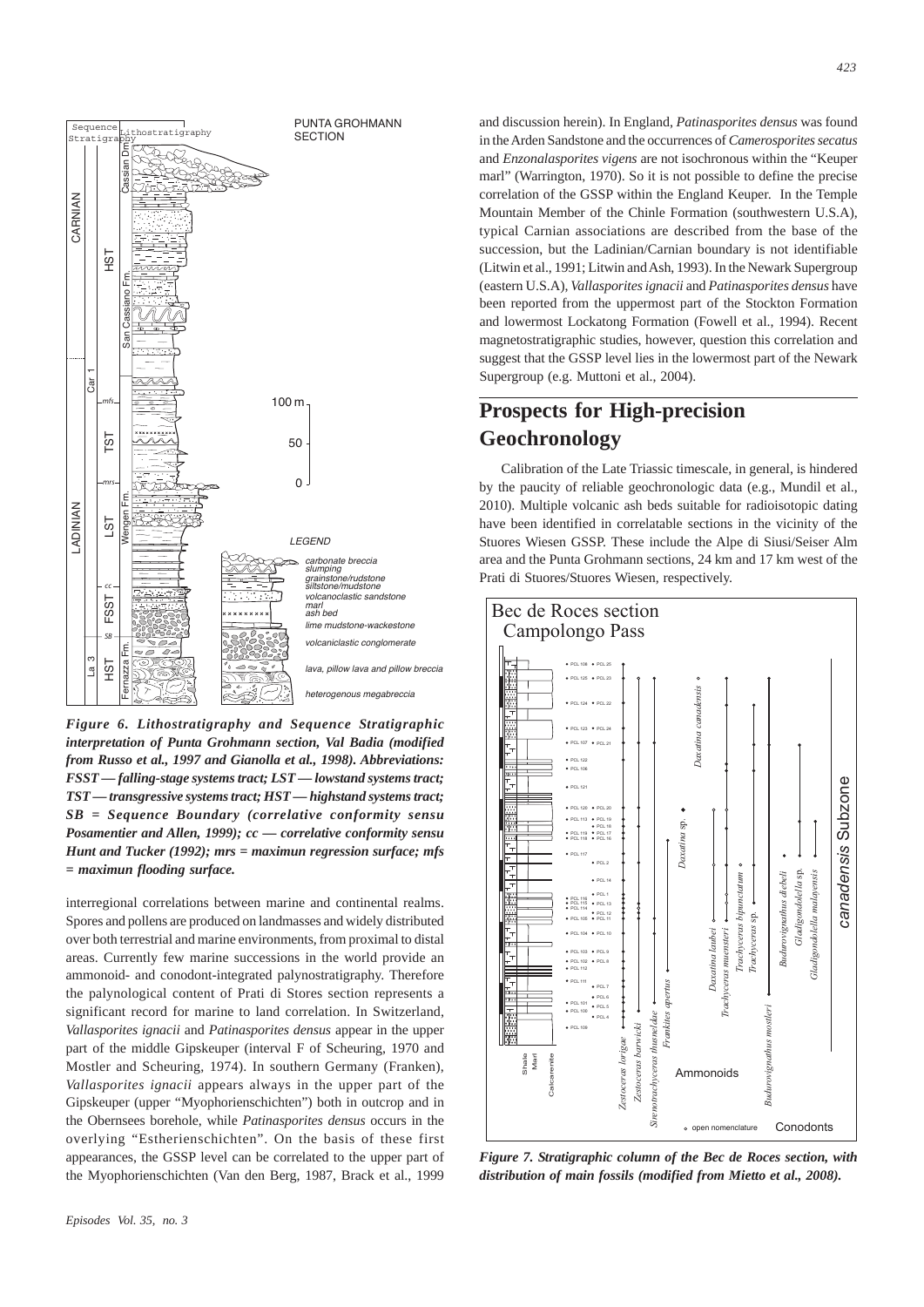*Figure 6. Lithostratigraphy and Sequence Stratigraphic interpretation of Punta Grohmann section, Val Badia (modified from Russo et al., 1997 and Gianolla et al., 1998). Abbreviations: FSST — falling-stage systems tract; LST — lowstand systems tract; TST — transgressive systems tract; HST — highstand systems tract; SB = Sequence Boundary (correlative conformity sensu Posamentier and Allen, 1999); cc — correlative conformity sensu Hunt and Tucker (1992); mrs = maximum regression surface; mfs = maximun flooding surface.*

interregional correlations between marine and continental realms. Spores and pollens are produced on landmasses and widely distributed over both terrestrial and marine environments, from proximal to distal areas. Currently few marine successions in the world provide an ammonoid- and conodont-integrated palynostratigraphy. Therefore the palynological content of Prati di Stores section represents a significant record for marine to land correlation. In Switzerland, *Vallasporites ignacii* and *Patinasporites densus* appear in the upper part of the middle Gipskeuper (interval F of Scheuring, 1970 and Mostler and Scheuring, 1974). In southern Germany (Franken), *Vallasporites ignacii* appears always in the upper part of the Gipskeuper (upper "Myophorienschichten") both in outcrop and in the Obernsees borehole, while *Patinasporites densus* occurs in the overlying "Estherienschichten". On the basis of these first appearances, the GSSP level can be correlated to the upper part of the Myophorienschichten (Van den Berg, 1987, Brack et al., 1999 and discussion herein). In England, *Patinasporites densus* was found in the Arden Sandstone and the occurrences of *Camerosporites secatus* and *Enzonalasporites vigens* are not isochronous within the "Keuper marl" (Warrington, 1970). So it is not possible to define the precise correlation of the GSSP within the England Keuper. In the Temple Mountain Member of the Chinle Formation (southwestern U.S.A), typical Carnian associations are described from the base of the succession, but the Ladinian/Carnian boundary is not identifiable (Litwin et al., 1991; Litwin and Ash, 1993). In the Newark Supergroup (eastern U.S.A), *Vallasporites ignacii* and *Patinasporites densus* have been reported from the uppermost part of the Stockton Formation and lowermost Lockatong Formation (Fowell et al., 1994). Recent magnetostratigraphic studies, however, question this correlation and suggest that the GSSP level lies in the lowermost part of the Newark Supergroup (e.g. Muttoni et al., 2004).

## Prospects for High-precision Geochronology

Calibration of the Late Triassic timescale, in general, is hindered by the paucity of reliable geochronologic data (e.g., Mundil et al., 2010). Multiple volcanic ash beds suitable for radioisotopic dating have been identified in correlatable sections in the vicinity of the Stuores Wiesen GSSP. These include the Alpe di Siusi/Seiser Alm area and the Punta Grohmann sections, 24 km and 17 km west of the Prati di Stuores/Stuores Wiesen, respectively.

*Figure 7. Stratigraphic column of the Bec de Roces section, with distribution of main fossils (modified from Mietto et al., 2008).*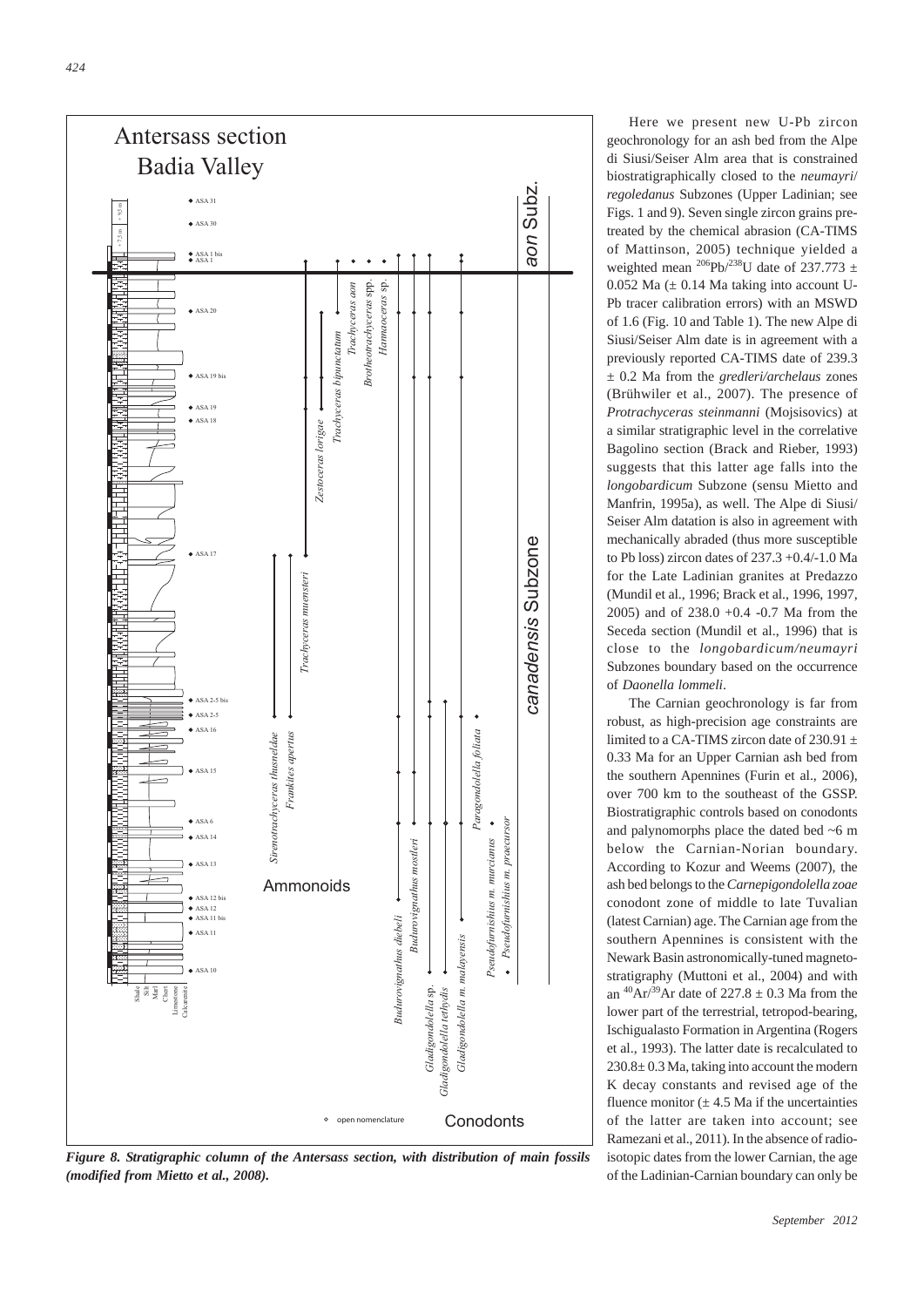*Figure 8. Stratigraphic column of the Antersass section, with distribution of main fossils (modified from Mietto et al., 2008).*

Here we present new U-Pb zircon geochronology for an ash bed from the Alpe di Siusi/Seiser Alm area that is constrained biostratigraphically closed to the *neumayri*/*regoledanus* Subzones (Upper Ladinian; see Figs. 1 and 9). Seven single zircon grains pretreated by the chemical abrasion (CA-TIMS of Mattinson, 2005) technique yielded a weighted mean $^{206}Pb/^{238}U$ date of 237.773 ± 0.052 Ma (± 0.14 Ma taking into account U-Pb tracer calibration errors) with an MSWD of 1.6 (Fig. 10 and Table 1). The new Alpe di Siusi/Seiser Alm date is in agreement with a previously reported CA-TIMS date of 239.3 ± 0.2 Ma from the *gredleri/archelaus* zones (Brühwiler et al., 2007). The presence of *Protrachyceras steinmanni* (Mojsisovics) at a similar stratigraphic level in the correlative Bagolino section (Brack and Rieber, 1993) suggests that this latter age falls into the *longobardicum* Subzone (sensu Mietto and Manfrin, 1995a), as well. The Alpe di Siusi/Seiser Alm datation is also in agreement with mechanically abraded (thus more susceptible to Pb loss) zircon dates of 237.3 +0.4/-1.0 Ma for the Late Ladinian granites at Predazzo (Mundil et al., 1996; Brack et al., 1996, 1997, 2005) and of 238.0 +0.4 -0.7 Ma from the Seceda section (Mundil et al., 1996) that is close to the *longobardicum/neumayri* Subzones boundary based on the occurrence of *Daonella lommeli*.

The Carnian geochronology is far from robust, as high-precision age constraints are limited to a CA-TIMS zircon date of 230.91 ± 0.33 Ma for an Upper Carnian ash bed from the southern Apennines (Furin et al., 2006), over 700 km to the southeast of the GSSP. Biostratigraphic controls based on conodonts and palynomorphs place the dated bed ~6 m below the Carnian-Norian boundary. According to Kozur and Weems (2007), the ash bed belongs to the *Carnepigondolella zoae* conodont zone of middle to late Tuvalian (latest Carnian) age. The Carnian age from the southern Apennines is consistent with the Newark Basin astronomically-tuned magnetostratigraphy (Muttoni et al., 2004) and with an $^{40}Ar/^{39}Ar$ date of 227.8 ± 0.3 Ma from the lower part of the terrestrial, tetropod-bearing, Ischigualasto Formation in Argentina (Rogers et al., 1993). The latter date is recalculated to 230.8± 0.3 Ma, taking into account the modern K decay constants and revised age of the fluence monitor (± 4.5 Ma if the uncertainties of the latter are taken into account; see Ramezani et al., 2011). In the absence of radioisotopic dates from the lower Carnian, the age of the Ladinian-Carnian boundary can only be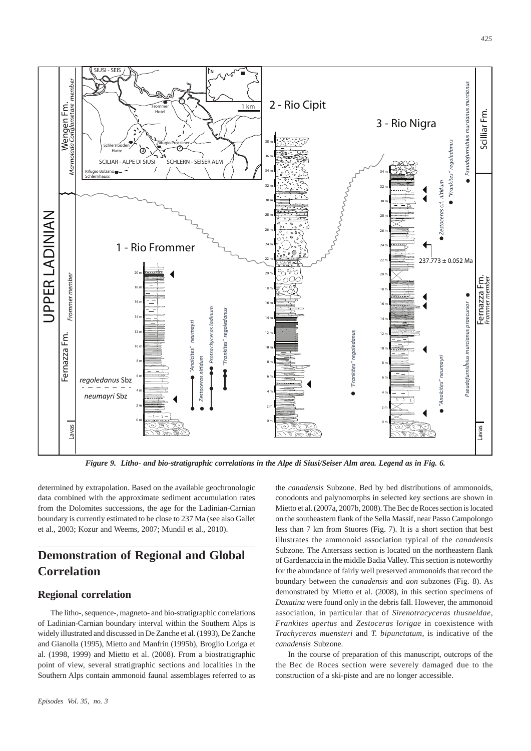*Figure 9. Litho- and bio-stratigraphic correlations in the Alpe di Siusi/Seiser Alm area. Legend as in Fig. 6.*

determined by extrapolation. Based on the available geochronologic data combined with the approximate sediment accumulation rates from the Dolomites successions, the age for the Ladinian-Carnian boundary is currently estimated to be close to 237 Ma (see also Gallet et al., 2003; Kozur and Weems, 2007; Mundil et al., 2010).

## Demonstration of Regional and Global Correlation

### Regional correlation

The litho-, sequence-, magneto- and bio-stratigraphic correlations of Ladinian-Carnian boundary interval within the Southern Alps is widely illustrated and discussed in De Zanche et al. (1993), De Zanche and Gianolla (1995), Mietto and Manfrin (1995b), Broglio Loriga et al. (1998, 1999) and Mietto et al. (2008). From a biostratigraphic point of view, several stratigraphic sections and localities in the Southern Alps contain ammonoid faunal assemblages referred to as the *canadensis* Subzone. Bed by bed distributions of ammonoids, conodonts and palynomorphs in selected key sections are shown in Mietto et al. (2007a, 2007b, 2008). The Bec de Roces section is located on the southeastern flank of the Sella Massif, near Passo Campolongo less than 7 km from Stuores (Fig. 7). It is a short section that best illustrates the ammonoid association typical of the *canadensis* Subzone. The Antersass section is located on the northeastern flank of Gardenaccia in the middle Badia Valley. This section is noteworthy for the abundance of fairly well preserved ammonoids that record the boundary between the *canadensis* and *aon* subzones (Fig. 8). As demonstrated by Mietto et al. (2008), in this section specimens of *Daxatina* were found only in the debris fall. However, the ammonoid association, in particular that of *Sirenotracyceras thusneldae*, *Frankites apertus* and *Zestoceras lorigae* in coexistence with *Trachyceras muensteri* and *T. bipunctatum*, is indicative of the *canadensis* Subzone.

In the course of preparation of this manuscript, outcrops of the the Bec de Roces section were severely damaged due to the construction of a ski-piste and are no longer accessible.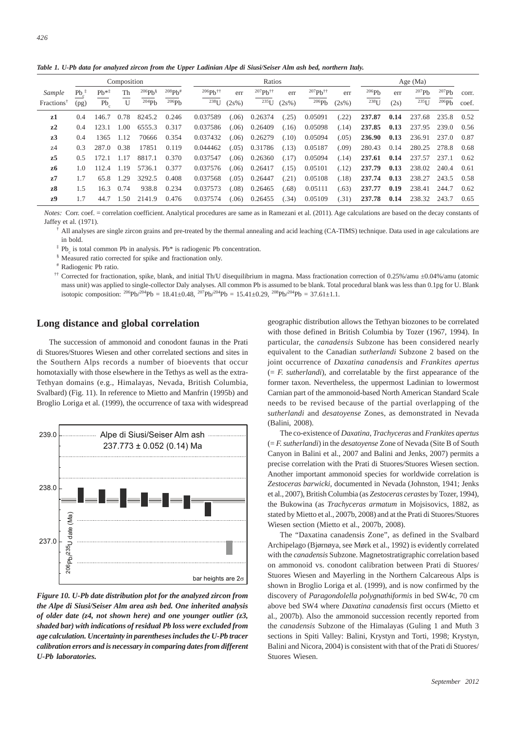*Table 1. U-Pb data for analyzed zircon from the Upper Ladinian Alpe di Siusi/Seiser Alm ash bed, northern Italy.*

| | Composition | | | | | Ratios | | | | | | Age (Ma) | | | | |
|---|---|---|---|---|---|---|---|---|---|---|---|---|---|---|---|---|
| Sample Fractions[†] | $Pb_c$[‡] (pg) | $Pb^*$[‡]/$Pb_c$ | Th/U | $^{206}Pb$[§]/$^{204}Pb$ | $^{208}Pb$[#]/$^{206}Pb$ | $^{206}Pb$[††]/$^{238}U$ | err (2s%) | $^{207}Pb$[††]/$^{235}U$ | err (2s%) | $^{207}Pb$[††]/$^{206}Pb$ | err (2s%) | $^{206}Pb/^{238}U$ | err (2s) | $^{207}Pb/^{235}U$ | $^{207}Pb/^{206}Pb$ | corr. coef. |
| **z1** | 0.4 | 146.7 | 0.78 | 8245.2 | 0.246 | 0.037589 | (.06) | 0.26374 | (.25) | 0.05091 | (.22) | **237.87** | **0.14** | 237.68 | 235.8 | 0.52 |
| **z2** | 0.4 | 123.1 | 1.00 | 6555.3 | 0.317 | 0.037586 | (.06) | 0.26409 | (.16) | 0.05098 | (.14) | **237.85** | **0.13** | 237.95 | 239.0 | 0.56 |
| **z3** | 0.4 | 1365 | 1.12 | 70666 | 0.354 | 0.037432 | (.06) | 0.26279 | (.10) | 0.05094 | (.05) | **236.90** | **0.13** | 236.91 | 237.0 | 0.87 |
| z4 | 0.3 | 287.0 | 0.38 | 17851 | 0.119 | 0.044462 | (.05) | 0.31786 | (.13) | 0.05187 | (.09) | 280.43 | 0.14 | 280.25 | 278.8 | 0.68 |
| **z5** | 0.5 | 172.1 | 1.17 | 8817.1 | 0.370 | 0.037547 | (.06) | 0.26360 | (.17) | 0.05094 | (.14) | **237.61** | **0.14** | 237.57 | 237.1 | 0.62 |
| **z6** | 1.0 | 112.4 | 1.19 | 5736.1 | 0.377 | 0.037576 | (.06) | 0.26417 | (.15) | 0.05101 | (.12) | **237.79** | **0.13** | 238.02 | 240.4 | 0.61 |
| **z7** | 1.7 | 65.8 | 1.29 | 3292.5 | 0.408 | 0.037568 | (.05) | 0.26447 | (.21) | 0.05108 | (.18) | **237.74** | **0.13** | 238.27 | 243.5 | 0.58 |
| **z8** | 1.5 | 16.3 | 0.74 | 938.8 | 0.234 | 0.037573 | (.08) | 0.26465 | (.68) | 0.05111 | (.63) | **237.77** | **0.19** | 238.41 | 244.7 | 0.62 |
| **z9** | 1.7 | 44.7 | 1.50 | 2141.9 | 0.476 | 0.037574 | (.06) | 0.26455 | (.34) | 0.05109 | (.31) | **237.78** | **0.14** | 238.32 | 243.7 | 0.65 |

*Notes:* Corr. coef. = correlation coefficient. Analytical procedures are same as in Ramezani et al. (2011). Age calculations are based on the decay constants of Jaffey et al. (1971).

[†] All analyses are single zircon grains and pre-treated by the thermal annealing and acid leaching (CA-TIMS) technique. Data used in age calculations are in bold.

[‡] $Pb_c$ is total common Pb in analysis. Pb* is radiogenic Pb concentration.

[§] Measured ratio corrected for spike and fractionation only.

[#] Radiogenic Pb ratio.

[††] Corrected for fractionation, spike, blank, and initial Th/U disequilibrium in magma. Mass fractionation correction of 0.25%/amu ±0.04%/amu (atomic mass unit) was applied to single-collector Daly analyses. All common Pb is assumed to be blank. Total procedural blank was less than 0.1pg for U. Blank isotopic composition: $^{206}Pb/^{204}Pb = 18.41 \pm 0.48$, $^{207}Pb/^{204}Pb = 15.41 \pm 0.29$, $^{208}Pb/^{204}Pb = 37.61 \pm 1.1$.

## Long distance and global correlation

The succession of ammonoid and conodont faunas in the Prati di Stuores/Stuores Wiesen and other correlated sections and sites in the Southern Alps records a number of bioevents that occur homotaxially with those elsewhere in the Tethys as well as the extra-Tethyan domains (e.g., Himalayas, Nevada, British Columbia, Svalbard) (Fig. 11). In reference to Mietto and Manfrin (1995b) and Broglio Loriga et al. (1999), the occurrence of taxa with widespread geographic distribution allows the Tethyan biozones to be correlated with those defined in British Columbia by Tozer (1967, 1994). In particular, the *canadensis* Subzone has been considered nearly equivalent to the Canadian *sutherlandi* Subzone 2 based on the joint occurrence of *Daxatina canadensis* and *Frankites apertus* (= *F. sutherlandi*), and correlatable by the first appearance of the former taxon. Nevertheless, the uppermost Ladinian to lowermost Carnian part of the ammonoid-based North American Standard Scale needs to be revised because of the partial overlapping of the *sutherlandi* and *desatoyense* Zones, as demonstrated in Nevada (Balini, 2008).

*Figure 10. U-Pb date distribution plot for the analyzed zircon from the Alpe di Siusi/Seiser Alm area ash bed. One inherited analysis of older date (z4, not shown here) and one younger outlier (z3, shaded bar) with indications of residual Pb loss were excluded from age calculation. Uncertainty in parentheses includes the U-Pb tracer calibration errors and is necessary in comparing dates from different U-Pb laboratories.*

The co-existence of *Daxatina*, *Trachyceras* and *Frankites apertus* (= *F. sutherlandi*) in the *desatoyense* Zone of Nevada (Site B of South Canyon in Balini et al., 2007 and Balini and Jenks, 2007) permits a precise correlation with the Prati di Stuores/Stuores Wiesen section. Another important ammonoid species for worldwide correlation is *Zestoceras barwicki*, documented in Nevada (Johnston, 1941; Jenks et al., 2007), British Columbia (as *Zestoceras cerastes* by Tozer, 1994), the Bukowina (as *Trachyceras armatum* in Mojsisovics, 1882, as stated by Mietto et al., 2007b, 2008) and at the Prati di Stuores/Stuores Wiesen section (Mietto et al., 2007b, 2008).

The "Daxatina canadensis Zone", as defined in the Svalbard Archipelago (Bjørnøya, see Mørk et al., 1992) is evidently correlated with the *canadensis* Subzone. Magnetostratigraphic correlation based on ammonoid vs. conodont calibration between Prati di Stuores/Stuores Wiesen and Mayerling in the Northern Calcareous Alps is shown in Broglio Loriga et al. (1999), and is now confirmed by the discovery of *Paragondolella polygnathiformis* in bed SW4c, 70 cm above bed SW4 where *Daxatina canadensis* first occurs (Mietto et al., 2007b). Also the ammonoid succession recently reported from the *canadensis* Subzone of the Himalayas (Guling 1 and Muth 3 sections in Spiti Valley: Balini, Krystyn and Torti, 1998; Krystyn, Balini and Nicora, 2004) is consistent with that of the Prati di Stuores/Stuores Wiesen.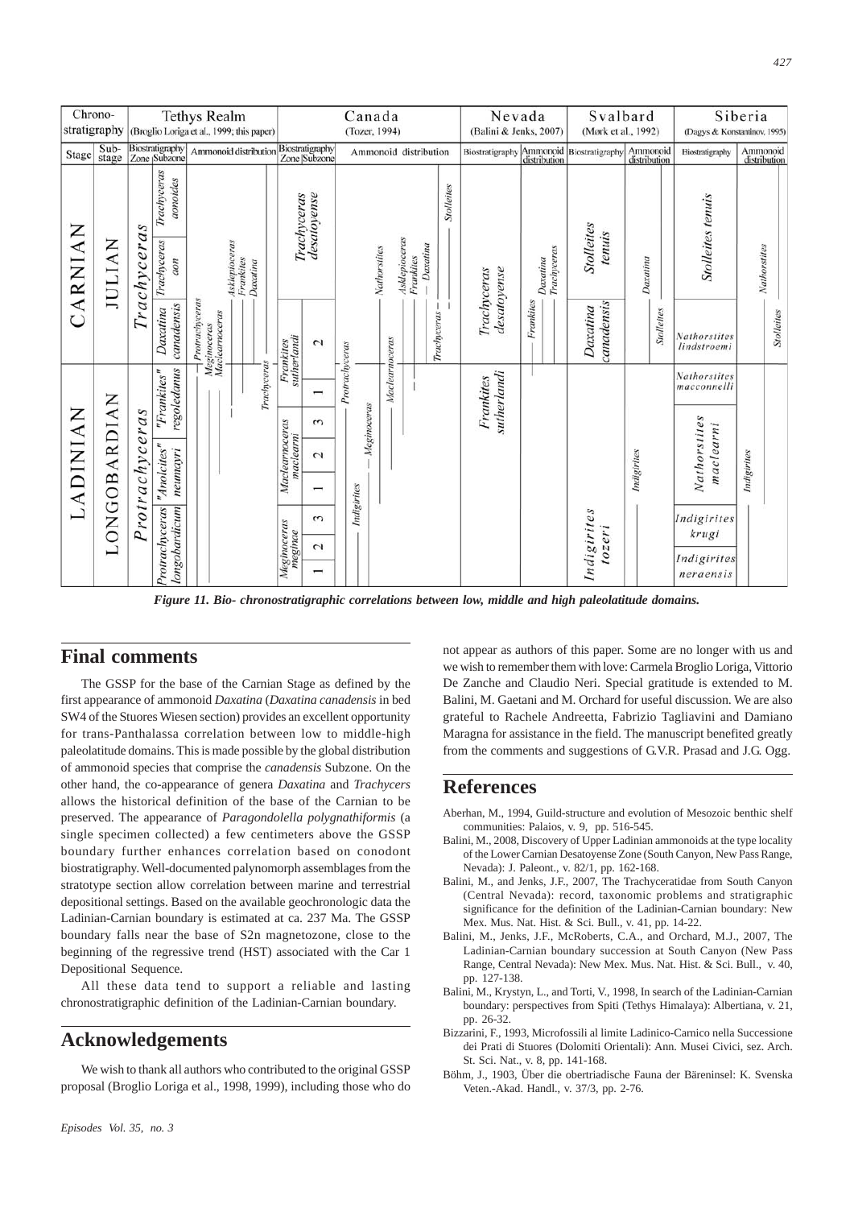*Figure 11. Bio- chronostratigraphic correlations between low, middle and high paleolatitude domains.*

## Final comments

The GSSP for the base of the Carnian Stage as defined by the first appearance of ammonoid *Daxatina* (*Daxatina canadensis* in bed SW4 of the Stuores Wiesen section) provides an excellent opportunity for trans-Panthalassa correlation between low to middle-high paleolatitude domains. This is made possible by the global distribution of ammonoid species that comprise the *canadensis* Subzone. On the other hand, the co-appearance of genera *Daxatina* and *Trachycers* allows the historical definition of the base of the Carnian to be preserved. The appearance of *Paragondolella polygnathiformis* (a single specimen collected) a few centimeters above the GSSP boundary further enhances correlation based on conodont biostratigraphy. Well-documented palynomorph assemblages from the stratotype section allow correlation between marine and terrestrial depositional settings. Based on the available geochronologic data the Ladinian-Carnian boundary is estimated at ca. 237 Ma. The GSSP boundary falls near the base of S2n magnetozone, close to the beginning of the regressive trend (HST) associated with the Car 1 Depositional Sequence.

All these data tend to support a reliable and lasting chronostratigraphic definition of the Ladinian-Carnian boundary.

## Acknowledgements

We wish to thank all authors who contributed to the original GSSP proposal (Broglio Loriga et al., 1998, 1999), including those who do not appear as authors of this paper. Some are no longer with us and we wish to remember them with love: Carmela Broglio Loriga, Vittorio De Zanche and Claudio Neri. Special gratitude is extended to M. Balini, M. Gaetani and M. Orchard for useful discussion. We are also grateful to Rachele Andreetta, Fabrizio Tagliavini and Damiano Maragna for assistance in the field. The manuscript benefited greatly from the comments and suggestions of G.V.R. Prasad and J.G. Ogg.

## References

Aberhan, M., 1994, Guild-structure and evolution of Mesozoic benthic shelf communities: Palaios, v. 9, pp. 516-545.

Balini, M., 2008, Discovery of Upper Ladinian ammonoids at the type locality of the Lower Carnian Desatoyense Zone (South Canyon, New Pass Range, Nevada): J. Paleont., v. 82/1, pp. 162-168.

Balini, M., and Jenks, J.F., 2007, The Trachyceratidae from South Canyon (Central Nevada): record, taxonomic problems and stratigraphic significance for the definition of the Ladinian-Carnian boundary: New Mex. Mus. Nat. Hist. & Sci. Bull., v. 41, pp. 14-22.

Balini, M., Jenks, J.F., McRoberts, C.A., and Orchard, M.J., 2007, The Ladinian-Carnian boundary succession at South Canyon (New Pass Range, Central Nevada): New Mex. Mus. Nat. Hist. & Sci. Bull., v. 40, pp. 127-138.

Balini, M., Krystyn, L., and Torti, V., 1998, In search of the Ladinian-Carnian boundary: perspectives from Spiti (Tethys Himalaya): Albertiana, v. 21, pp. 26-32.

Bizzarini, F., 1993, Microfossili al limite Ladinico-Carnico nella Successione dei Prati di Stuores (Dolomiti Orientali): Ann. Musei Civici, sez. Arch. St. Sci. Nat., v. 8, pp. 141-168.

Böhm, J., 1903, Über die obertriadische Fauna der Bäreninsel: K. Svenska Veten.-Akad. Handl., v. 37/3, pp. 2-76.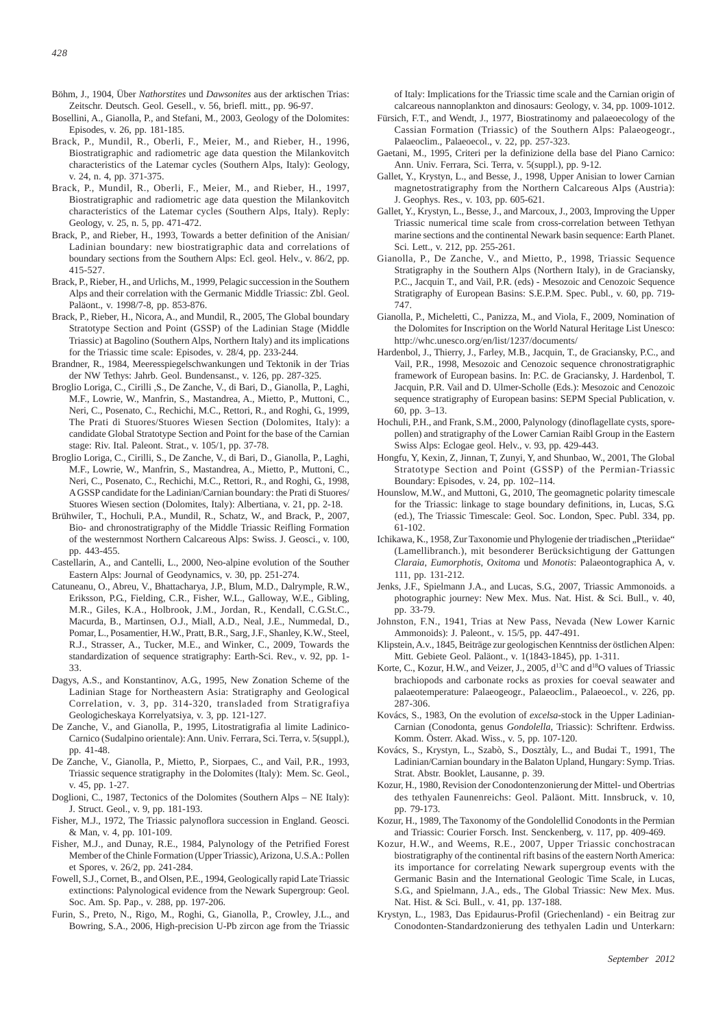Böhm, J., 1904, Über *Nathorstites* und *Dawsonites* aus der arktischen Trias: Zeitschr. Deutsch. Geol. Gesell., v. 56, briefl. mitt., pp. 96-97.

Bosellini, A., Gianolla, P., and Stefani, M., 2003, Geology of the Dolomites: Episodes, v. 26, pp. 181-185.

Brack, P., Mundil, R., Oberli, F., Meier, M., and Rieber, H., 1996, Biostratigraphic and radiometric age data question the Milankovitch characteristics of the Latemar cycles (Southern Alps, Italy): Geology, v. 24, n. 4, pp. 371-375.

Brack, P., Mundil, R., Oberli, F., Meier, M., and Rieber, H., 1997, Biostratigraphic and radiometric age data question the Milankovitch characteristics of the Latemar cycles (Southern Alps, Italy). Reply: Geology, v. 25, n. 5, pp. 471-472.

Brack, P., and Rieber, H., 1993, Towards a better definition of the Anisian/Ladinian boundary: new biostratigraphic data and correlations of boundary sections from the Southern Alps: Ecl. geol. Helv., v. 86/2, pp. 415-527.

Brack, P., Rieber, H., and Urlichs, M., 1999, Pelagic succession in the Southern Alps and their correlation with the Germanic Middle Triassic: Zbl. Geol. Paläont., v. 1998/7-8, pp. 853-876.

Brack, P., Rieber, H., Nicora, A., and Mundil, R., 2005, The Global boundary Stratotype Section and Point (GSSP) of the Ladinian Stage (Middle Triassic) at Bagolino (Southern Alps, Northern Italy) and its implications for the Triassic time scale: Episodes, v. 28/4, pp. 233-244.

Brandner, R., 1984, Meeresspiegelschwankungen und Tektonik in der Trias der NW Tethys: Jahrb. Geol. Bundensanst., v. 126, pp. 287-325.

Broglio Loriga, C., Cirilli ,S., De Zanche, V., di Bari, D., Gianolla, P., Laghi, M.F., Lowrie, W., Manfrin, S., Mastandrea, A., Mietto, P., Muttoni, C., Neri, C., Posenato, C., Rechichi, M.C., Rettori, R., and Roghi, G., 1999, The Prati di Stuores/Stuores Wiesen Section (Dolomites, Italy): a candidate Global Stratotype Section and Point for the base of the Carnian stage: Riv. Ital. Paleont. Strat., v. 105/1, pp. 37-78.

Broglio Loriga, C., Cirilli, S., De Zanche, V., di Bari, D., Gianolla, P., Laghi, M.F., Lowrie, W., Manfrin, S., Mastandrea, A., Mietto, P., Muttoni, C., Neri, C., Posenato, C., Rechichi, M.C., Rettori, R., and Roghi, G., 1998, A GSSP candidate for the Ladinian/Carnian boundary: the Prati di Stuores/ Stuores Wiesen section (Dolomites, Italy): Albertiana, v. 21, pp. 2-18.

Brühwiler, T., Hochuli, P.A., Mundil, R., Schatz, W., and Brack, P., 2007, Bio- and chronostratigraphy of the Middle Triassic Reifling Formation of the westernmost Northern Calcareous Alps: Swiss. J. Geosci., v. 100, pp. 443-455.

Castellarin, A., and Cantelli, L., 2000, Neo-alpine evolution of the Souther Eastern Alps: Journal of Geodynamics, v. 30, pp. 251-274.

Catuneanu, O., Abreu, V., Bhattacharya, J.P., Blum, M.D., Dalrymple, R.W., Eriksson, P.G., Fielding, C.R., Fisher, W.L., Galloway, W.E., Gibling, M.R., Giles, K.A., Holbrook, J.M., Jordan, R., Kendall, C.G.St.C., Macurda, B., Martinsen, O.J., Miall, A.D., Neal, J.E., Nummedal, D., Pomar, L., Posamentier, H.W., Pratt, B.R., Sarg, J.F., Shanley, K.W., Steel, R.J., Strasser, A., Tucker, M.E., and Winker, C., 2009, Towards the standardization of sequence stratigraphy: Earth-Sci. Rev., v. 92, pp. 1-33.

Dagys, A.S., and Konstantinov, A.G., 1995, New Zonation Scheme of the Ladinian Stage for Northeastern Asia: Stratigraphy and Geological Correlation, v. 3, pp. 314-320, transladed from Stratigrafiya Geologicheskaya Korrelyatsiya, v. 3, pp. 121-127.

De Zanche, V., and Gianolla, P., 1995, Litostratigrafia al limite Ladinico-Carnico (Sudalpino orientale): Ann. Univ. Ferrara, Sci. Terra, v. 5(suppl.), pp. 41-48.

De Zanche, V., Gianolla, P., Mietto, P., Siorpaes, C., and Vail, P.R., 1993, Triassic sequence stratigraphy in the Dolomites (Italy): Mem. Sc. Geol., v. 45, pp. 1-27.

Doglioni, C., 1987, Tectonics of the Dolomites (Southern Alps – NE Italy): J. Struct. Geol., v. 9, pp. 181-193.

Fisher, M.J., 1972, The Triassic palynoflora succession in England. Geosci. & Man, v. 4, pp. 101-109.

Fisher, M.J., and Dunay, R.E., 1984, Palynology of the Petrified Forest Member of the Chinle Formation (Upper Triassic), Arizona, U.S.A.: Pollen et Spores, v. 26/2, pp. 241-284.

Fowell, S.J., Cornet, B., and Olsen, P.E., 1994, Geologically rapid Late Triassic extinctions: Palynological evidence from the Newark Supergroup: Geol. Soc. Am. Sp. Pap., v. 288, pp. 197-206.

Furin, S., Preto, N., Rigo, M., Roghi, G., Gianolla, P., Crowley, J.L., and Bowring, S.A., 2006, High-precision U-Pb zircon age from the Triassic of Italy: Implications for the Triassic time scale and the Carnian origin of calcareous nannoplankton and dinosaurs: Geology, v. 34, pp. 1009-1012.

Fürsich, F.T., and Wendt, J., 1977, Biostratinomy and palaeoecology of the Cassian Formation (Triassic) of the Southern Alps: Palaeogeogr., Palaeoclim., Palaeoecol., v. 22, pp. 257-323.

Gaetani, M., 1995, Criteri per la definizione della base del Piano Carnico: Ann. Univ. Ferrara, Sci. Terra, v. 5(suppl.), pp. 9-12.

Gallet, Y., Krystyn, L., and Besse, J., 1998, Upper Anisian to lower Carnian magnetostratigraphy from the Northern Calcareous Alps (Austria): J. Geophys. Res., v. 103, pp. 605-621.

Gallet, Y., Krystyn, L., Besse, J., and Marcoux, J., 2003, Improving the Upper Triassic numerical time scale from cross-correlation between Tethyan marine sections and the continental Newark basin sequence: Earth Planet. Sci. Lett., v. 212, pp. 255-261.

Gianolla, P., De Zanche, V., and Mietto, P., 1998, Triassic Sequence Stratigraphy in the Southern Alps (Northern Italy), in de Graciansky, P.C., Jacquin T., and Vail, P.R. (eds) - Mesozoic and Cenozoic Sequence Stratigraphy of European Basins: S.E.P.M. Spec. Publ., v. 60, pp. 719-747.

Gianolla, P., Micheletti, C., Panizza, M., and Viola, F., 2009, Nomination of the Dolomites for Inscription on the World Natural Heritage List Unesco: http://whc.unesco.org/en/list/1237/documents/

Hardenbol, J., Thierry, J., Farley, M.B., Jacquin, T., de Graciansky, P.C., and Vail, P.R., 1998, Mesozoic and Cenozoic sequence chronostratigraphic framework of European basins. In: P.C. de Graciansky, J. Hardenbol, T. Jacquin, P.R. Vail and D. Ulmer-Scholle (Eds.): Mesozoic and Cenozoic sequence stratigraphy of European basins: SEPM Special Publication, v. 60, pp. 3–13.

Hochuli, P.H., and Frank, S.M., 2000, Palynology (dinoflagellate cysts, spore-pollen) and stratigraphy of the Lower Carnian Raibl Group in the Eastern Swiss Alps: Eclogae geol. Helv., v. 93, pp. 429-443.

Hongfu, Y, Kexin, Z, Jinnan, T, Zunyi, Y, and Shunbao, W., 2001, The Global Stratotype Section and Point (GSSP) of the Permian-Triassic Boundary: Episodes, v. 24, pp. 102–114.

Hounslow, M.W., and Muttoni, G., 2010, The geomagnetic polarity timescale for the Triassic: linkage to stage boundary definitions, in, Lucas, S.G. (ed.), The Triassic Timescale: Geol. Soc. London, Spec. Publ. 334, pp. 61-102.

Ichikawa, K., 1958, Zur Taxonomie und Phylogenie der triadischen „Pteriidae" (Lamellibranch.), mit besonderer Berücksichtigung der Gattungen *Claraia*, *Eumorphotis*, *Oxitoma* und *Monotis*: Palaeontographica A, v. 111, pp. 131-212.

Jenks, J.F., Spielmann J.A., and Lucas, S.G., 2007, Triassic Ammonoids. a photographic journey: New Mex. Mus. Nat. Hist. & Sci. Bull., v. 40, pp. 33-79.

Johnston, F.N., 1941, Trias at New Pass, Nevada (New Lower Karnic Ammonoids): J. Paleont., v. 15/5, pp. 447-491.

Klipstein, A.v., 1845, Beiträge zur geologischen Kenntniss der östlichen Alpen: Mitt. Gebiete Geol. Paläont., v. 1(1843-1845), pp. 1-311.

Korte, C., Kozur, H.W., and Veizer, J., 2005, d$^{13}$C and d$^{18}$O values of Triassic brachiopods and carbonate rocks as proxies for coeval seawater and palaeotemperature: Palaeogeogr., Palaeoclim., Palaeoecol., v. 226, pp. 287-306.

Kovács, S., 1983, On the evolution of *excelsa*-stock in the Upper Ladinian-Carnian (Conodonta, genus *Gondolella*, Triassic): Schriftenr. Erdwiss. Komm. Österr. Akad. Wiss., v. 5, pp. 107-120.

Kovács, S., Krystyn, L., Szabò, S., Dosztàly, L., and Budai T., 1991, The Ladinian/Carnian boundary in the Balaton Upland, Hungary: Symp. Trias. Strat. Abstr. Booklet, Lausanne, p. 39.

Kozur, H., 1980, Revision der Conodontenzonierung der Mittel- und Obertrias des tethyalen Faunenreichs: Geol. Paläont. Mitt. Innsbruck, v. 10, pp. 79-173.

Kozur, H., 1989, The Taxonomy of the Gondolellid Conodonts in the Permian and Triassic: Courier Forsch. Inst. Senckenberg, v. 117, pp. 409-469.

Kozur, H.W., and Weems, R.E., 2007, Upper Triassic conchostracan biostratigraphy of the continental rift basins of the eastern North America: its importance for correlating Newark supergroup events with the Germanic Basin and the International Geologic Time Scale, in Lucas, S.G., and Spielmann, J.A., eds., The Global Triassic: New Mex. Mus. Nat. Hist. & Sci. Bull., v. 41, pp. 137-188.

Krystyn, L., 1983, Das Epidaurus-Profil (Griechenland) - ein Beitrag zur Conodonten-Standardzonierung des tethyalen Ladin und Unterkarn: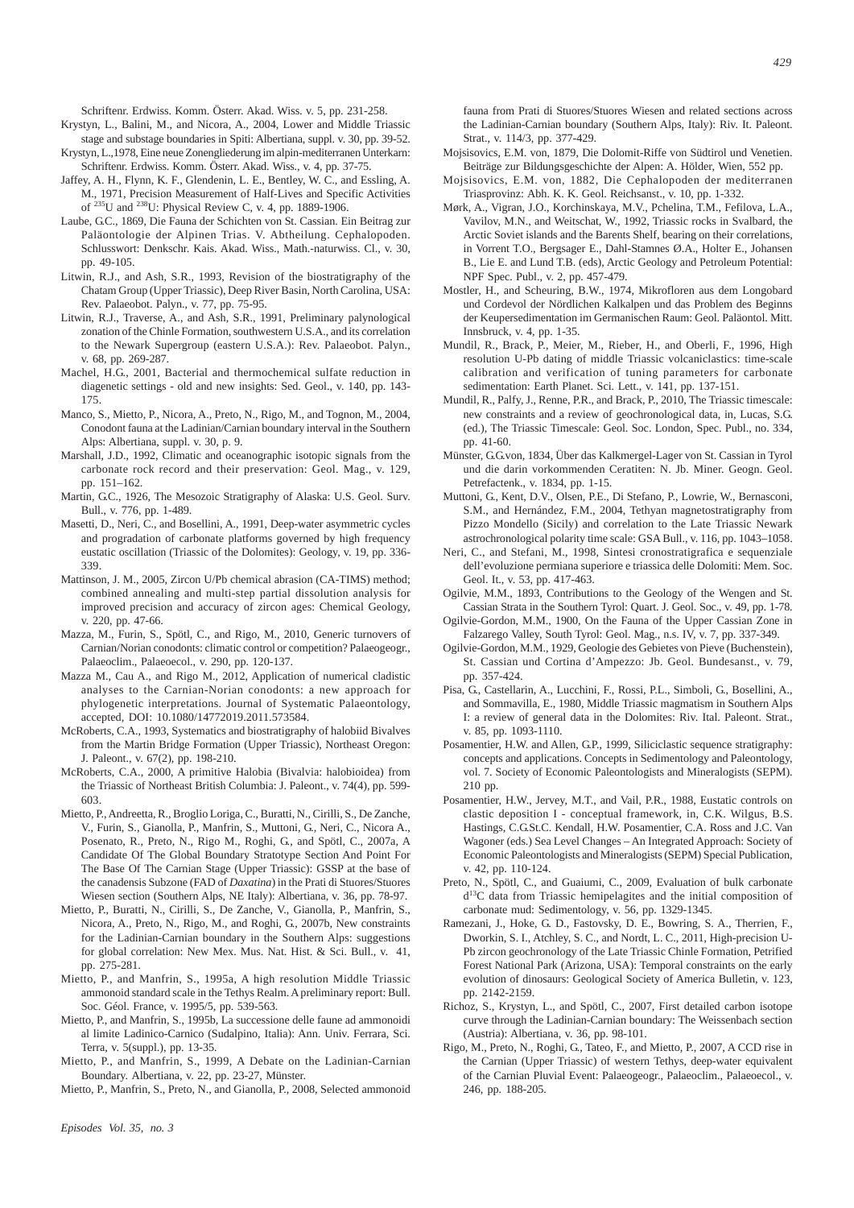Schriftenr. Erdwiss. Komm. Österr. Akad. Wiss. v. 5, pp. 231-258.

Krystyn, L., Balini, M., and Nicora, A., 2004, Lower and Middle Triassic stage and substage boundaries in Spiti: Albertiana, suppl. v. 30, pp. 39-52.

Krystyn, L.,1978, Eine neue Zonengliederung im alpin-mediterranen Unterkarn: Schriftenr. Erdwiss. Komm. Österr. Akad. Wiss., v. 4, pp. 37-75.

Jaffey, A. H., Flynn, K. F., Glendenin, L. E., Bentley, W. C., and Essling, A. M., 1971, Precision Measurement of Half-Lives and Specific Activities of $^{235}$U and $^{238}$U: Physical Review C, v. 4, pp. 1889-1906.

Laube, G.C., 1869, Die Fauna der Schichten von St. Cassian. Ein Beitrag zur Paläontologie der Alpinen Trias. V. Abtheilung. Cephalopoden. Schlusswort: Denkschr. Kais. Akad. Wiss., Math.-naturwiss. Cl., v. 30, pp. 49-105.

Litwin, R.J., and Ash, S.R., 1993, Revision of the biostratigraphy of the Chatam Group (Upper Triassic), Deep River Basin, North Carolina, USA: Rev. Palaeobot. Palyn., v. 77, pp. 75-95.

Litwin, R.J., Traverse, A., and Ash, S.R., 1991, Preliminary palynological zonation of the Chinle Formation, southwestern U.S.A., and its correlation to the Newark Supergroup (eastern U.S.A.): Rev. Palaeobot. Palyn., v. 68, pp. 269-287.

Machel, H.G., 2001, Bacterial and thermochemical sulfate reduction in diagenetic settings - old and new insights: Sed. Geol., v. 140, pp. 143-175.

Manco, S., Mietto, P., Nicora, A., Preto, N., Rigo, M., and Tognon, M., 2004, Conodont fauna at the Ladinian/Carnian boundary interval in the Southern Alps: Albertiana, suppl. v. 30, p. 9.

Marshall, J.D., 1992, Climatic and oceanographic isotopic signals from the carbonate rock record and their preservation: Geol. Mag., v. 129, pp. 151–162.

Martin, G.C., 1926, The Mesozoic Stratigraphy of Alaska: U.S. Geol. Surv. Bull., v. 776, pp. 1-489.

Masetti, D., Neri, C., and Bosellini, A., 1991, Deep-water asymmetric cycles and progradation of carbonate platforms governed by high frequency eustatic oscillation (Triassic of the Dolomites): Geology, v. 19, pp. 336-339.

Mattinson, J. M., 2005, Zircon U/Pb chemical abrasion (CA-TIMS) method; combined annealing and multi-step partial dissolution analysis for improved precision and accuracy of zircon ages: Chemical Geology, v. 220, pp. 47-66.

Mazza, M., Furin, S., Spötl, C., and Rigo, M., 2010, Generic turnovers of Carnian/Norian conodonts: climatic control or competition? Palaeogeogr., Palaeoclim., Palaeoecol., v. 290, pp. 120-137.

Mazza M., Cau A., and Rigo M., 2012, Application of numerical cladistic analyses to the Carnian-Norian conodonts: a new approach for phylogenetic interpretations. Journal of Systematic Palaeontology, accepted, DOI: 10.1080/14772019.2011.573584.

McRoberts, C.A., 1993, Systematics and biostratigraphy of halobiid Bivalves from the Martin Bridge Formation (Upper Triassic), Northeast Oregon: J. Paleont., v. 67(2), pp. 198-210.

McRoberts, C.A., 2000, A primitive Halobia (Bivalvia: halobioidea) from the Triassic of Northeast British Columbia: J. Paleont., v. 74(4), pp. 599-603.

Mietto, P., Andreetta, R., Broglio Loriga, C., Buratti, N., Cirilli, S., De Zanche, V., Furin, S., Gianolla, P., Manfrin, S., Muttoni, G., Neri, C., Nicora A., Posenato, R., Preto, N., Rigo M., Roghi, G., and Spötl, C., 2007a, A Candidate Of The Global Boundary Stratotype Section And Point For The Base Of The Carnian Stage (Upper Triassic): GSSP at the base of the canadensis Subzone (FAD of *Daxatina*) in the Prati di Stuores/Stuores Wiesen section (Southern Alps, NE Italy): Albertiana, v. 36, pp. 78-97.

Mietto, P., Buratti, N., Cirilli, S., De Zanche, V., Gianolla, P., Manfrin, S., Nicora, A., Preto, N., Rigo, M., and Roghi, G., 2007b, New constraints for the Ladinian-Carnian boundary in the Southern Alps: suggestions for global correlation: New Mex. Mus. Nat. Hist. & Sci. Bull., v. 41, pp. 275-281.

Mietto, P., and Manfrin, S., 1995a, A high resolution Middle Triassic ammonoid standard scale in the Tethys Realm. A preliminary report: Bull. Soc. Géol. France, v. 1995/5, pp. 539-563.

Mietto, P., and Manfrin, S., 1995b, La successione delle faune ad ammonoidi al limite Ladinico-Carnico (Sudalpino, Italia): Ann. Univ. Ferrara, Sci. Terra, v. 5(suppl.), pp. 13-35.

Mietto, P., and Manfrin, S., 1999, A Debate on the Ladinian-Carnian Boundary. Albertiana, v. 22, pp. 23-27, Münster.

Mietto, P., Manfrin, S., Preto, N., and Gianolla, P., 2008, Selected ammonoid fauna from Prati di Stuores/Stuores Wiesen and related sections across the Ladinian-Carnian boundary (Southern Alps, Italy): Riv. It. Paleont. Strat., v. 114/3, pp. 377-429.

Mojsisovics, E.M. von, 1879, Die Dolomit-Riffe von Südtirol und Venetien. Beiträge zur Bildungsgeschichte der Alpen: A. Hölder, Wien, 552 pp.

Mojsisovics, E.M. von, 1882, Die Cephalopoden der mediterranen Triasprovinz: Abh. K. K. Geol. Reichsanst., v. 10, pp. 1-332.

Mørk, A., Vigran, J.O., Korchinskaya, M.V., Pchelina, T.M., Fefilova, L.A., Vavilov, M.N., and Weitschat, W., 1992, Triassic rocks in Svalbard, the Arctic Soviet islands and the Barents Shelf, bearing on their correlations, in Vorrent T.O., Bergsager E., Dahl-Stamnes Ø.A., Holter E., Johansen B., Lie E. and Lund T.B. (eds), Arctic Geology and Petroleum Potential: NPF Spec. Publ., v. 2, pp. 457-479.

Mostler, H., and Scheuring, B.W., 1974, Mikrofloren aus dem Longobard und Cordevol der Nördlichen Kalkalpen und das Problem des Beginns der Keupersedimentation im Germanischen Raum: Geol. Paläontol. Mitt. Innsbruck, v. 4, pp. 1-35.

Mundil, R., Brack, P., Meier, M., Rieber, H., and Oberli, F., 1996, High resolution U-Pb dating of middle Triassic volcaniclastics: time-scale calibration and verification of tuning parameters for carbonate sedimentation: Earth Planet. Sci. Lett., v. 141, pp. 137-151.

Mundil, R., Palfy, J., Renne, P.R., and Brack, P., 2010, The Triassic timescale: new constraints and a review of geochronological data, in, Lucas, S.G. (ed.), The Triassic Timescale: Geol. Soc. London, Spec. Publ., no. 334, pp. 41-60.

Münster, G.G.von, 1834, Über das Kalkmergel-Lager von St. Cassian in Tyrol und die darin vorkommenden Ceratiten: N. Jb. Miner. Geogn. Geol. Petrefactenk., v. 1834, pp. 1-15.

Muttoni, G., Kent, D.V., Olsen, P.E., Di Stefano, P., Lowrie, W., Bernasconi, S.M., and Hernández, F.M., 2004, Tethyan magnetostratigraphy from Pizzo Mondello (Sicily) and correlation to the Late Triassic Newark astrochronological polarity time scale: GSA Bull., v. 116, pp. 1043–1058.

Neri, C., and Stefani, M., 1998, Sintesi cronostratigrafica e sequenziale dell'evoluzione permiana superiore e triassica delle Dolomiti: Mem. Soc. Geol. It., v. 53, pp. 417-463.

Ogilvie, M.M., 1893, Contributions to the Geology of the Wengen and St. Cassian Strata in the Southern Tyrol: Quart. J. Geol. Soc., v. 49, pp. 1-78.

Ogilvie-Gordon, M.M., 1900, On the Fauna of the Upper Cassian Zone in Falzarego Valley, South Tyrol: Geol. Mag., n.s. IV, v. 7, pp. 337-349.

Ogilvie-Gordon, M.M., 1929, Geologie des Gebietes von Pieve (Buchenstein), St. Cassian und Cortina d'Ampezzo: Jb. Geol. Bundesanst., v. 79, pp. 357-424.

Pisa, G., Castellarin, A., Lucchini, F., Rossi, P.L., Simboli, G., Bosellini, A., and Sommavilla, E., 1980, Middle Triassic magmatism in Southern Alps I: a review of general data in the Dolomites: Riv. Ital. Paleont. Strat., v. 85, pp. 1093-1110.

Posamentier, H.W. and Allen, G.P., 1999, Siliciclastic sequence stratigraphy: concepts and applications. Concepts in Sedimentology and Paleontology, vol. 7. Society of Economic Paleontologists and Mineralogists (SEPM). 210 pp.

Posamentier, H.W., Jervey, M.T., and Vail, P.R., 1988, Eustatic controls on clastic deposition I - conceptual framework, in, C.K. Wilgus, B.S. Hastings, C.G.St.C. Kendall, H.W. Posamentier, C.A. Ross and J.C. Van Wagoner (eds.) Sea Level Changes – An Integrated Approach: Society of Economic Paleontologists and Mineralogists (SEPM) Special Publication, v. 42, pp. 110-124.

Preto, N., Spötl, C., and Guaiumi, C., 2009, Evaluation of bulk carbonate d$^{13}$C data from Triassic hemipelagites and the initial composition of carbonate mud: Sedimentology, v. 56, pp. 1329-1345.

Ramezani, J., Hoke, G. D., Fastovsky, D. E., Bowring, S. A., Therrien, F., Dworkin, S. I., Atchley, S. C., and Nordt, L. C., 2011, High-precision U-Pb zircon geochronology of the Late Triassic Chinle Formation, Petrified Forest National Park (Arizona, USA): Temporal constraints on the early evolution of dinosaurs: Geological Society of America Bulletin, v. 123, pp. 2142-2159.

Richoz, S., Krystyn, L., and Spötl, C., 2007, First detailed carbon isotope curve through the Ladinian-Carnian boundary: The Weissenbach section (Austria): Albertiana, v. 36, pp. 98-101.

Rigo, M., Preto, N., Roghi, G., Tateo, F., and Mietto, P., 2007, A CCD rise in the Carnian (Upper Triassic) of western Tethys, deep-water equivalent of the Carnian Pluvial Event: Palaeogeogr., Palaeoclim., Palaeoecol., v. 246, pp. 188-205.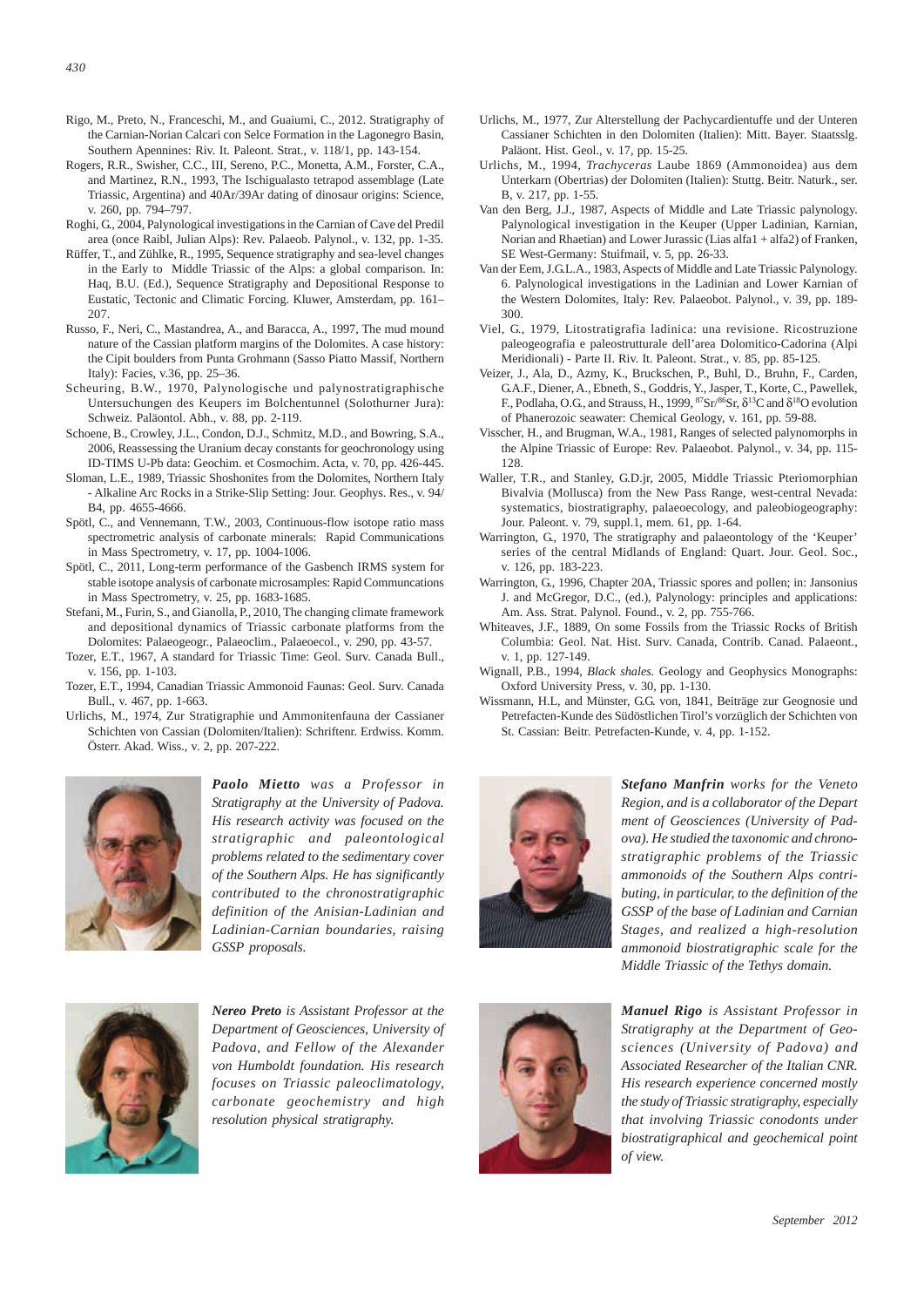Rigo, M., Preto, N., Franceschi, M., and Guaiumi, C., 2012. Stratigraphy of the Carnian-Norian Calcari con Selce Formation in the Lagonegro Basin, Southern Apennines: Riv. It. Paleont. Strat., v. 118/1, pp. 143-154.

Rogers, R.R., Swisher, C.C., III, Sereno, P.C., Monetta, A.M., Forster, C.A., and Martinez, R.N., 1993, The Ischigualasto tetrapod assemblage (Late Triassic, Argentina) and 40Ar/39Ar dating of dinosaur origins: Science, v. 260, pp. 794–797.

Roghi, G., 2004, Palynological investigations in the Carnian of Cave del Predil area (once Raibl, Julian Alps): Rev. Palaeob. Palynol., v. 132, pp. 1-35.

Rüffer, T., and Zühlke, R., 1995, Sequence stratigraphy and sea-level changes in the Early to Middle Triassic of the Alps: a global comparison. In: Haq, B.U. (Ed.), Sequence Stratigraphy and Depositional Response to Eustatic, Tectonic and Climatic Forcing. Kluwer, Amsterdam, pp. 161–207.

Russo, F., Neri, C., Mastandrea, A., and Baracca, A., 1997, The mud mound nature of the Cassian platform margins of the Dolomites. A case history: the Cipit boulders from Punta Grohmann (Sasso Piatto Massif, Northern Italy): Facies, v.36, pp. 25–36.

Scheuring, B.W., 1970, Palynologische und palynostratigraphische Untersuchungen des Keupers im Bolchentunnel (Solothurner Jura): Schweiz. Paläontol. Abh., v. 88, pp. 2-119.

Schoene, B., Crowley, J.L., Condon, D.J., Schmitz, M.D., and Bowring, S.A., 2006, Reassessing the Uranium decay constants for geochronology using ID-TIMS U-Pb data: Geochim. et Cosmochim. Acta, v. 70, pp. 426-445.

Sloman, L.E., 1989, Triassic Shoshonites from the Dolomites, Northern Italy - Alkaline Arc Rocks in a Strike-Slip Setting: Jour. Geophys. Res., v. 94/B4, pp. 4655-4666.

Spötl, C., and Vennemann, T.W., 2003, Continuous-flow isotope ratio mass spectrometric analysis of carbonate minerals: Rapid Communications in Mass Spectrometry, v. 17, pp. 1004-1006.

Spötl, C., 2011, Long-term performance of the Gasbench IRMS system for stable isotope analysis of carbonate microsamples: Rapid Communcations in Mass Spectrometry, v. 25, pp. 1683-1685.

Stefani, M., Furin, S., and Gianolla, P., 2010, The changing climate framework and depositional dynamics of Triassic carbonate platforms from the Dolomites: Palaeogeogr., Palaeoclim., Palaeoecol., v. 290, pp. 43-57.

Tozer, E.T., 1967, A standard for Triassic Time: Geol. Surv. Canada Bull., v. 156, pp. 1-103.

Tozer, E.T., 1994, Canadian Triassic Ammonoid Faunas: Geol. Surv. Canada Bull., v. 467, pp. 1-663.

Urlichs, M., 1974, Zur Stratigraphie und Ammonitenfauna der Cassianer Schichten von Cassian (Dolomiten/Italien): Schriftenr. Erdwiss. Komm. Österr. Akad. Wiss., v. 2, pp. 207-222.

Urlichs, M., 1977, Zur Alterstellung der Pachycardientuffe und der Unteren Cassianer Schichten in den Dolomiten (Italien): Mitt. Bayer. Staatsslg. Paläont. Hist. Geol., v. 17, pp. 15-25.

Urlichs, M., 1994, *Trachyceras* Laube 1869 (Ammonoidea) aus dem Unterkarn (Obertrias) der Dolomiten (Italien): Stuttg. Beitr. Naturk., ser. B, v. 217, pp. 1-55.

Van den Berg, J.J., 1987, Aspects of Middle and Late Triassic palynology. Palynological investigation in the Keuper (Upper Ladinian, Karnian, Norian and Rhaetian) and Lower Jurassic (Lias alfa1 + alfa2) of Franken, SE West-Germany: Stuifmail, v. 5, pp. 26-33.

Van der Eem, J.G.L.A., 1983, Aspects of Middle and Late Triassic Palynology. 6. Palynological investigations in the Ladinian and Lower Karnian of the Western Dolomites, Italy: Rev. Palaeobot. Palynol., v. 39, pp. 189-300.

Viel, G., 1979, Litostratigrafia ladinica: una revisione. Ricostruzione paleogeografia e paleostrutturale dell'area Dolomitico-Cadorina (Alpi Meridionali) - Parte II. Riv. It. Paleont. Strat., v. 85, pp. 85-125.

Veizer, J., Ala, D., Azmy, K., Bruckschen, P., Buhl, D., Bruhn, F., Carden, G.A.F., Diener, A., Ebneth, S., Goddris, Y., Jasper, T., Korte, C., Pawellek, F., Podlaha, O.G., and Strauss, H., 1999, $^{87}Sr/^{86}Sr$, $\delta^{13}C$ and $\delta^{18}O$ evolution of Phanerozoic seawater: Chemical Geology, v. 161, pp. 59-88.

Visscher, H., and Brugman, W.A., 1981, Ranges of selected palynomorphs in the Alpine Triassic of Europe: Rev. Palaeobot. Palynol., v. 34, pp. 115-128.

Waller, T.R., and Stanley, G.D.jr, 2005, Middle Triassic Pteriomorphian Bivalvia (Mollusca) from the New Pass Range, west-central Nevada: systematics, biostratigraphy, palaeoecology, and paleobiogeography: Jour. Paleont. v. 79, suppl.1, mem. 61, pp. 1-64.

Warrington, G., 1970, The stratigraphy and palaeontology of the 'Keuper' series of the central Midlands of England: Quart. Jour. Geol. Soc., v. 126, pp. 183-223.

Warrington, G., 1996, Chapter 20A, Triassic spores and pollen; in: Jansonius J. and McGregor, D.C., (ed.), Palynology: principles and applications: Am. Ass. Strat. Palynol. Found., v. 2, pp. 755-766.

Whiteaves, J.F., 1889, On some Fossils from the Triassic Rocks of British Columbia: Geol. Nat. Hist. Surv. Canada, Contrib. Canad. Palaeont., v. 1, pp. 127-149.

Wignall, P.B., 1994, *Black shales.* Geology and Geophysics Monographs: Oxford University Press, v. 30, pp. 1-130.

Wissmann, H.L, and Münster, G.G. von, 1841, Beiträge zur Geognosie und Petrefacten-Kunde des Südöstlichen Tirol's vorzüglich der Schichten von St. Cassian: Beitr. Petrefacten-Kunde, v. 4, pp. 1-152.

***Paolo Mietto*** *was a Professor in Stratigraphy at the University of Padova. His research activity was focused on the stratigraphic and paleontological problems related to the sedimentary cover of the Southern Alps. He has significantly contributed to the chronostratigraphic definition of the Anisian-Ladinian and Ladinian-Carnian boundaries, raising GSSP proposals.*

***Stefano Manfrin*** *works for the Veneto Region, and is a collaborator of the Department of Geosciences (University of Padova). He studied the taxonomic and chronostratigraphic problems of the Triassic ammonoids of the Southern Alps contributing, in particular, to the definition of the GSSP of the base of Ladinian and Carnian Stages, and realized a high-resolution ammonoid biostratigraphic scale for the Middle Triassic of the Tethys domain.*

***Nereo Preto*** *is Assistant Professor at the Department of Geosciences, University of Padova, and Fellow of the Alexander von Humboldt foundation. His research focuses on Triassic paleoclimatology, carbonate geochemistry and high resolution physical stratigraphy.*

***Manuel Rigo*** *is Assistant Professor in Stratigraphy at the Department of Geosciences (University of Padova) and Associated Researcher of the Italian CNR. His research experience concerned mostly the study of Triassic stratigraphy, especially that involving Triassic conodonts under biostratigraphical and geochemical point of view.*